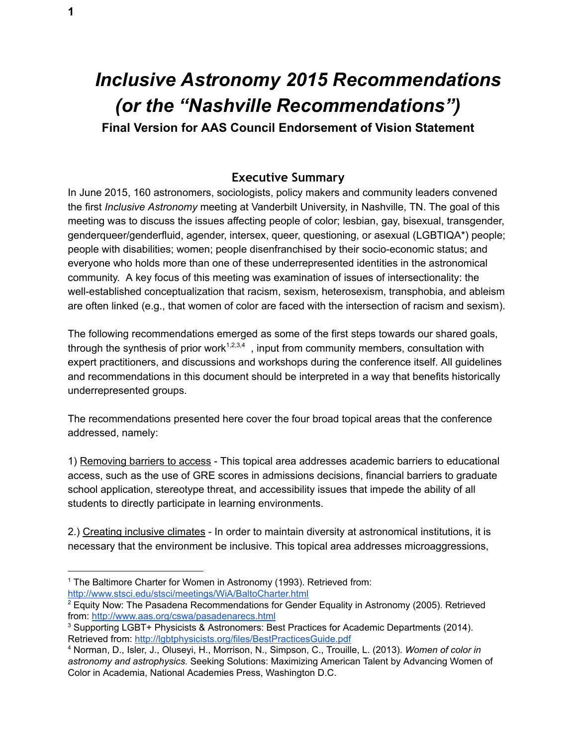# *Inclusive Astronomy 2015 Recommendations (or the "Nashville Recommendations")*

**Final Version for AAS Council Endorsement of Vision Statement**

## Executive Summary

In June 2015, 160 astronomers, sociologists, policy makers and community leaders convened the first *Inclusive Astronomy* meeting at Vanderbilt University, in Nashville, TN. The goal of this meeting was to discuss the issues affecting people of color; lesbian, gay, bisexual, transgender, genderqueer/genderfluid, agender, intersex, queer, questioning, or asexual (LGBTIQA*) people; people with disabilities; women; people disenfranchised by their socio-economic status; and everyone who holds more than one of these underrepresented identities in the astronomical community. A key focus of this meeting was examination of issues of intersectionality: the well-established conceptualization that racism, sexism, heterosexism, transphobia, and ableism are often linked (e.g., that women of color are faced with the intersection of racism and sexism).

The following recommendations emerged as some of the first steps towards our shared goals, through the synthesis of prior work[1,2,3,4], input from community members, consultation with expert practitioners, and discussions and workshops during the conference itself. All guidelines and recommendations in this document should be interpreted in a way that benefits historically underrepresented groups.

The recommendations presented here cover the four broad topical areas that the conference addressed, namely:

1) Removing barriers to access - This topical area addresses academic barriers to educational access, such as the use of GRE scores in admissions decisions, financial barriers to graduate school application, stereotype threat, and accessibility issues that impede the ability of all students to directly participate in learning environments.

2.) Creating inclusive climates - In order to maintain diversity at astronomical institutions, it is necessary that the environment be inclusive. This topical area addresses microaggressions,

---

[1] The Baltimore Charter for Women in Astronomy (1993). Retrieved from: http://www.stsci.edu/stsci/meetings/WiA/BaltoCharter.html

[2] Equity Now: The Pasadena Recommendations for Gender Equality in Astronomy (2005). Retrieved from: http://www.aas.org/cswa/pasadenarecs.html

[3] Supporting LGBT+ Physicists & Astronomers: Best Practices for Academic Departments (2014). Retrieved from: http://lgbtphysicists.org/files/BestPracticesGuide.pdf

[4] Norman, D., Isler, J., Oluseyi, H., Morrison, N., Simpson, C., Trouille, L. (2013). *Women of color in astronomy and astrophysics.* Seeking Solutions: Maximizing American Talent by Advancing Women of Color in Academia, National Academies Press, Washington D.C.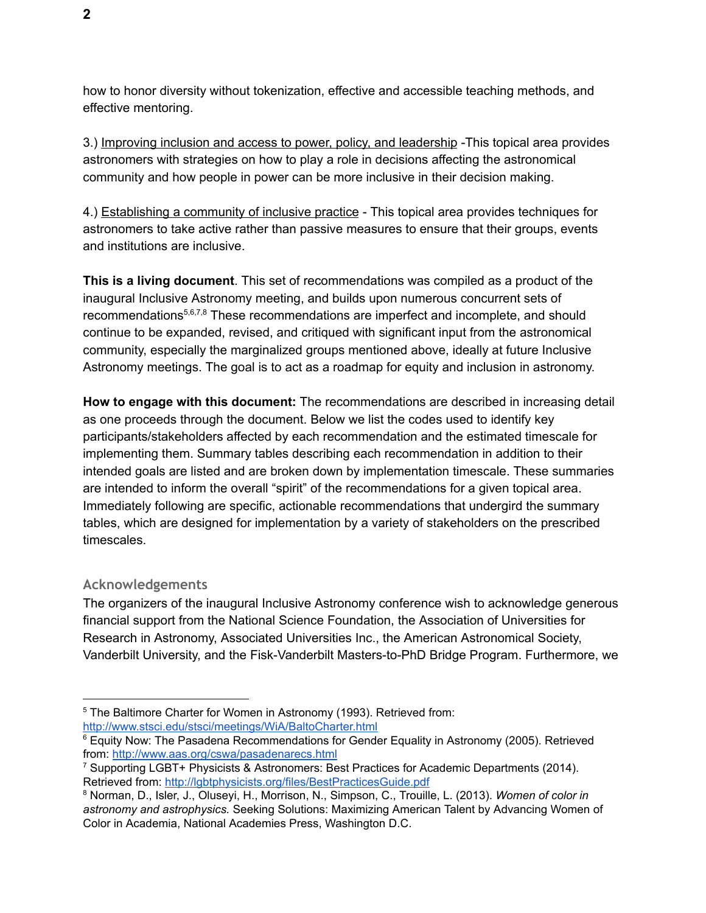how to honor diversity without tokenization, effective and accessible teaching methods, and effective mentoring.

3.) Improving inclusion and access to power, policy, and leadership -This topical area provides astronomers with strategies on how to play a role in decisions affecting the astronomical community and how people in power can be more inclusive in their decision making.

4.) Establishing a community of inclusive practice - This topical area provides techniques for astronomers to take active rather than passive measures to ensure that their groups, events and institutions are inclusive.

**This is a living document**. This set of recommendations was compiled as a product of the inaugural Inclusive Astronomy meeting, and builds upon numerous concurrent sets of recommendations[5,6,7,8] These recommendations are imperfect and incomplete, and should continue to be expanded, revised, and critiqued with significant input from the astronomical community, especially the marginalized groups mentioned above, ideally at future Inclusive Astronomy meetings. The goal is to act as a roadmap for equity and inclusion in astronomy.

**How to engage with this document:** The recommendations are described in increasing detail as one proceeds through the document. Below we list the codes used to identify key participants/stakeholders affected by each recommendation and the estimated timescale for implementing them. Summary tables describing each recommendation in addition to their intended goals are listed and are broken down by implementation timescale. These summaries are intended to inform the overall "spirit" of the recommendations for a given topical area. Immediately following are specific, actionable recommendations that undergird the summary tables, which are designed for implementation by a variety of stakeholders on the prescribed timescales.

## Acknowledgements

The organizers of the inaugural Inclusive Astronomy conference wish to acknowledge generous financial support from the National Science Foundation, the Association of Universities for Research in Astronomy, Associated Universities Inc., the American Astronomical Society, Vanderbilt University, and the Fisk-Vanderbilt Masters-to-PhD Bridge Program. Furthermore, we

---

[5] The Baltimore Charter for Women in Astronomy (1993). Retrieved from: http://www.stsci.edu/stsci/meetings/WiA/BaltoCharter.html

[6] Equity Now: The Pasadena Recommendations for Gender Equality in Astronomy (2005). Retrieved from: http://www.aas.org/cswa/pasadenarecs.html

[7] Supporting LGBT+ Physicists & Astronomers: Best Practices for Academic Departments (2014). Retrieved from: http://lgbtphysicists.org/files/BestPracticesGuide.pdf

[8] Norman, D., Isler, J., Oluseyi, H., Morrison, N., Simpson, C., Trouille, L. (2013). *Women of color in astronomy and astrophysics.* Seeking Solutions: Maximizing American Talent by Advancing Women of Color in Academia, National Academies Press, Washington D.C.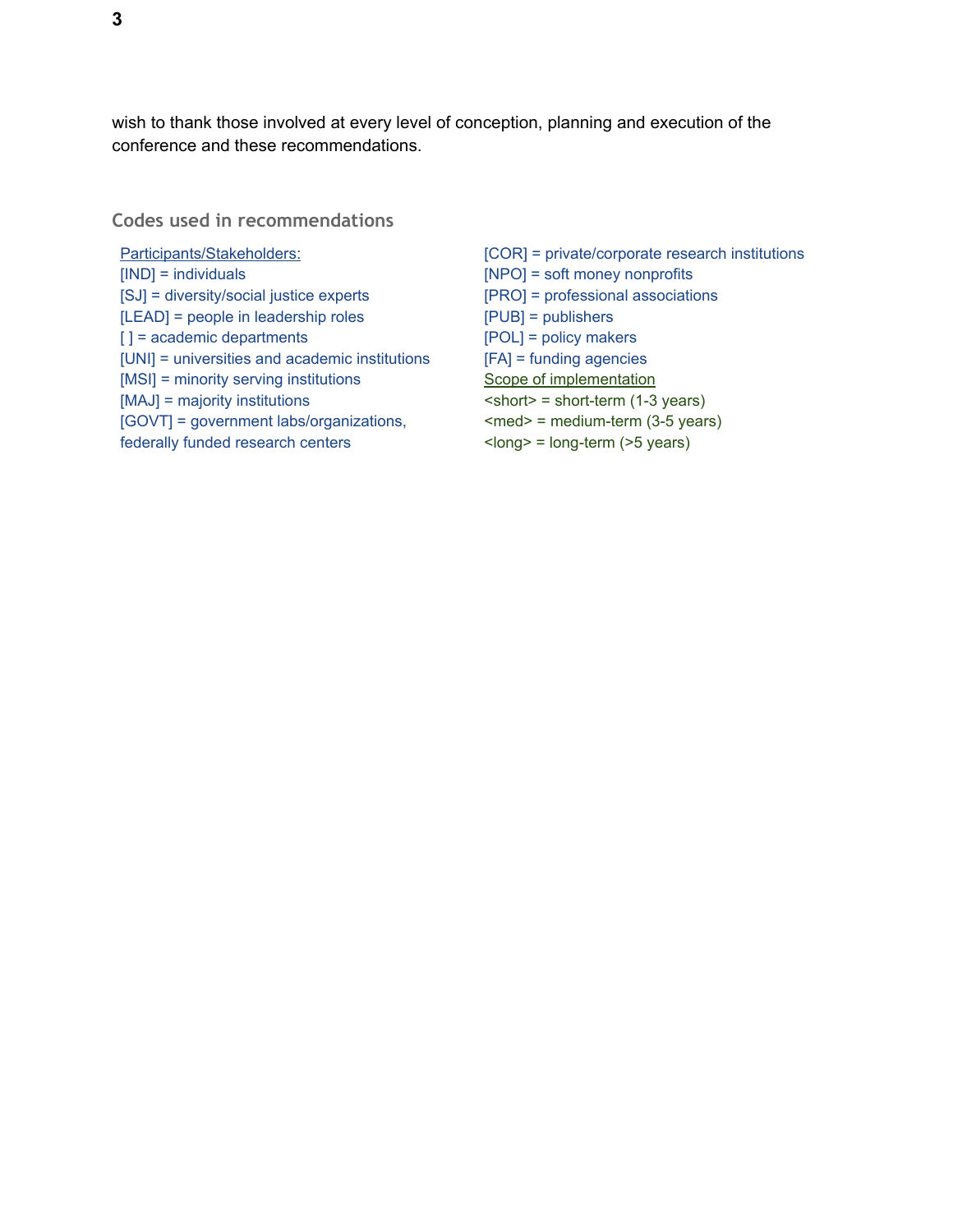wish to thank those involved at every level of conception, planning and execution of the conference and these recommendations.

## Codes used in recommendations

Participants/Stakeholders:
[IND] = individuals
[SJ] = diversity/social justice experts
[LEAD] = people in leadership roles
[ ] = academic departments
[UNI] = universities and academic institutions
[MSI] = minority serving institutions
[MAJ] = majority institutions
[GOVT] = government labs/organizations, federally funded research centers
[COR] = private/corporate research institutions
[NPO] = soft money nonprofits
[PRO] = professional associations
[PUB] = publishers
[POL] = policy makers
[FA] = funding agencies

Scope of implementation
<short> = short-term (1-3 years)
<med> = medium-term (3-5 years)
<long> = long-term (>5 years)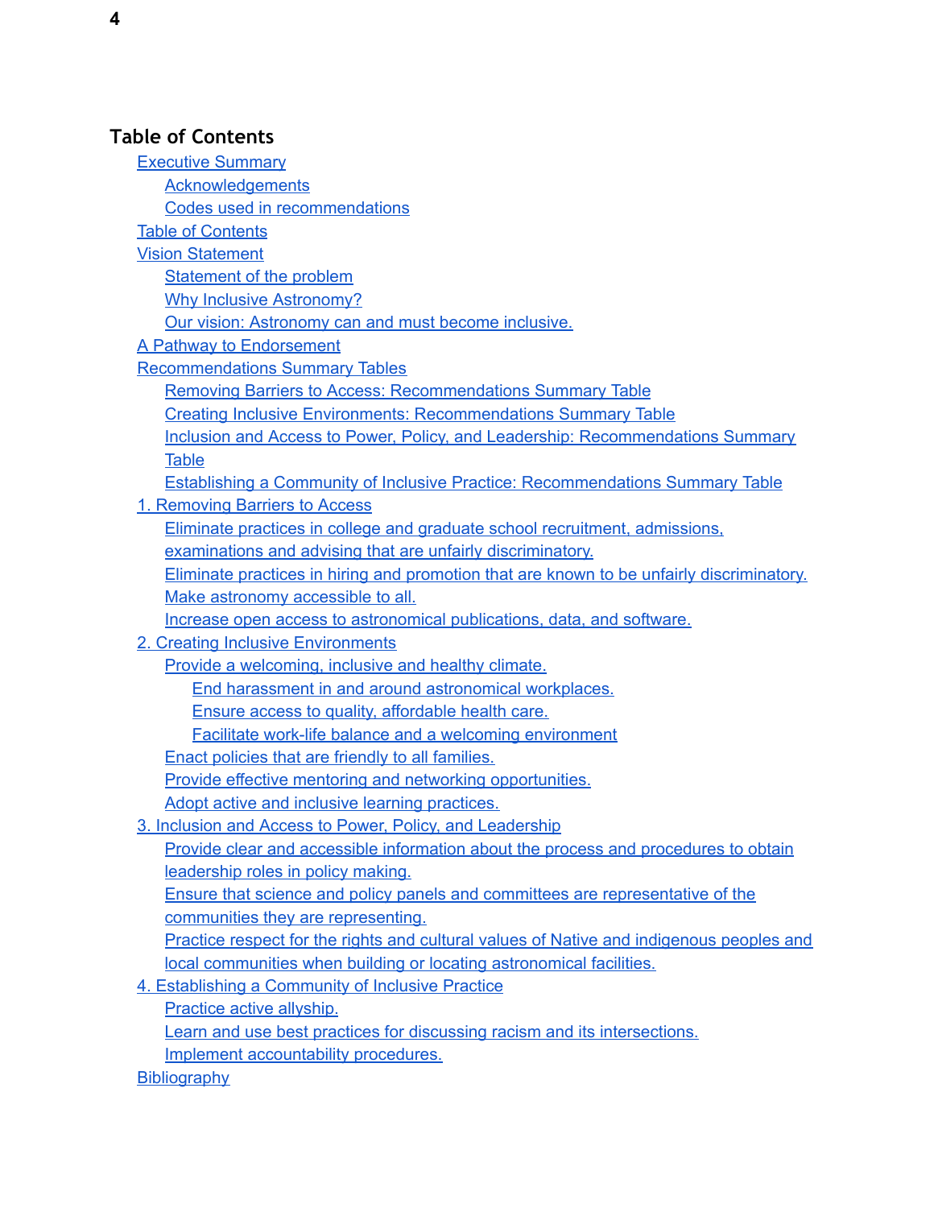## Table of Contents

- Executive Summary
  - Acknowledgements
  - Codes used in recommendations
- Table of Contents
- Vision Statement
  - Statement of the problem
  - Why Inclusive Astronomy?
  - Our vision: Astronomy can and must become inclusive.
- A Pathway to Endorsement
- Recommendations Summary Tables
  - Removing Barriers to Access: Recommendations Summary Table
  - Creating Inclusive Environments: Recommendations Summary Table
  - Inclusion and Access to Power, Policy, and Leadership: Recommendations Summary Table
  - Establishing a Community of Inclusive Practice: Recommendations Summary Table
- 1. Removing Barriers to Access
  - Eliminate practices in college and graduate school recruitment, admissions, examinations and advising that are unfairly discriminatory.
  - Eliminate practices in hiring and promotion that are known to be unfairly discriminatory.
  - Make astronomy accessible to all.
  - Increase open access to astronomical publications, data, and software.
- 2. Creating Inclusive Environments
  - Provide a welcoming, inclusive and healthy climate.
    - End harassment in and around astronomical workplaces.
    - Ensure access to quality, affordable health care.
    - Facilitate work-life balance and a welcoming environment
  - Enact policies that are friendly to all families.
  - Provide effective mentoring and networking opportunities.
  - Adopt active and inclusive learning practices.
- 3. Inclusion and Access to Power, Policy, and Leadership
  - Provide clear and accessible information about the process and procedures to obtain leadership roles in policy making.
  - Ensure that science and policy panels and committees are representative of the communities they are representing.
  - Practice respect for the rights and cultural values of Native and indigenous peoples and local communities when building or locating astronomical facilities.
- 4. Establishing a Community of Inclusive Practice
  - Practice active allyship.
  - Learn and use best practices for discussing racism and its intersections.
  - Implement accountability procedures.
- Bibliography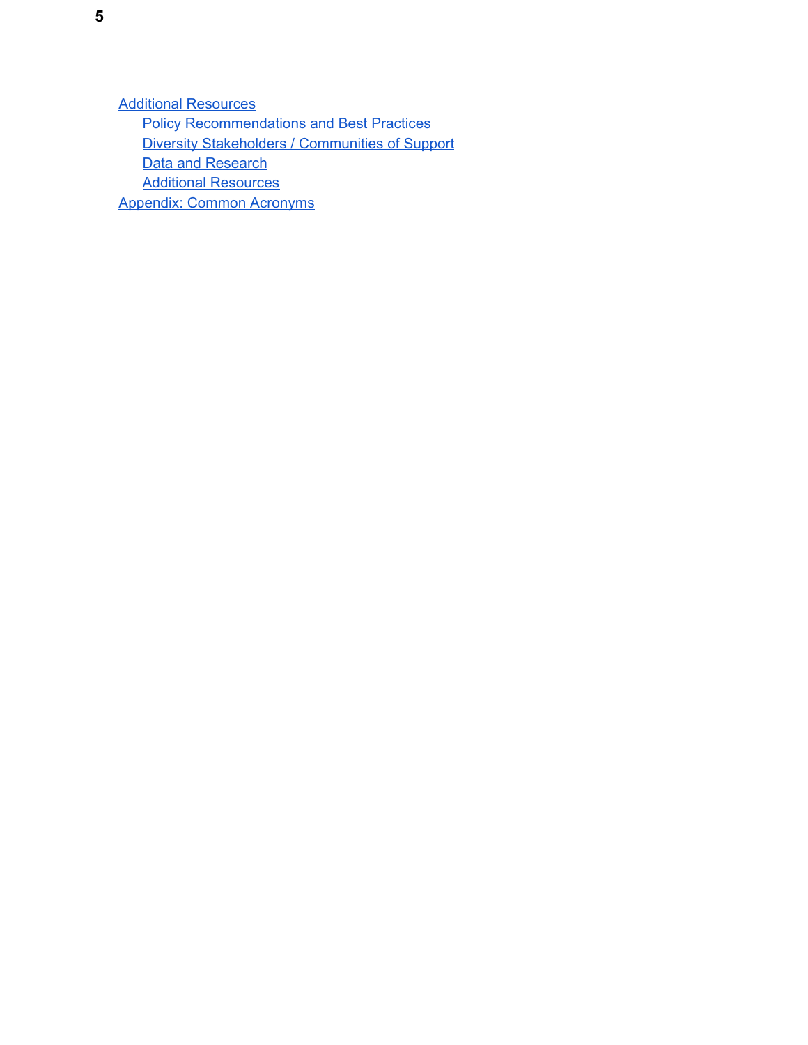- Additional Resources
  - Policy Recommendations and Best Practices
  - Diversity Stakeholders / Communities of Support
  - Data and Research
  - Additional Resources
- Appendix: Common Acronyms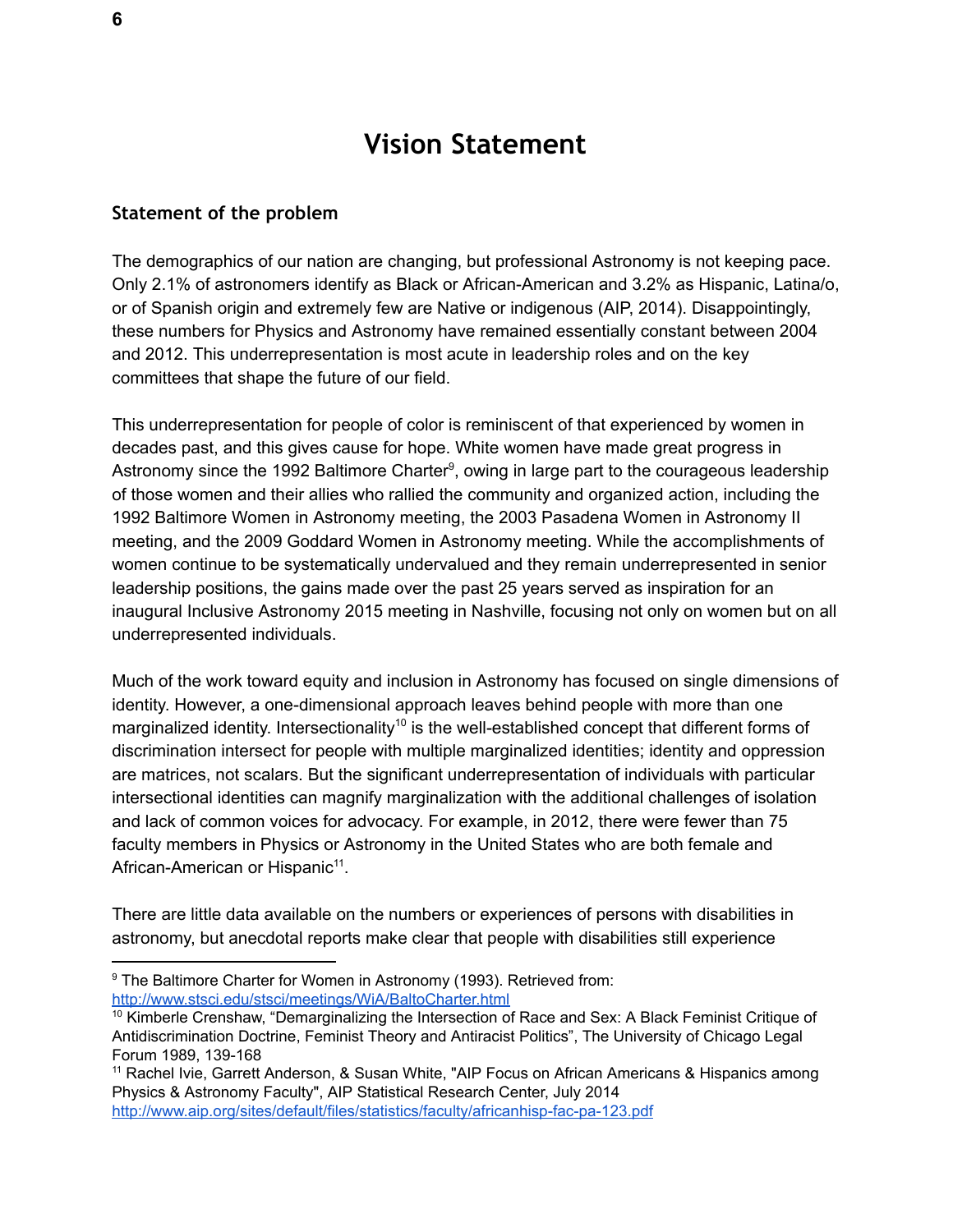# Vision Statement

### Statement of the problem

The demographics of our nation are changing, but professional Astronomy is not keeping pace. Only 2.1% of astronomers identify as Black or African-American and 3.2% as Hispanic, Latina/o, or of Spanish origin and extremely few are Native or indigenous (AIP, 2014). Disappointingly, these numbers for Physics and Astronomy have remained essentially constant between 2004 and 2012. This underrepresentation is most acute in leadership roles and on the key committees that shape the future of our field.

This underrepresentation for people of color is reminiscent of that experienced by women in decades past, and this gives cause for hope. White women have made great progress in Astronomy since the 1992 Baltimore Charter[9], owing in large part to the courageous leadership of those women and their allies who rallied the community and organized action, including the 1992 Baltimore Women in Astronomy meeting, the 2003 Pasadena Women in Astronomy II meeting, and the 2009 Goddard Women in Astronomy meeting. While the accomplishments of women continue to be systematically undervalued and they remain underrepresented in senior leadership positions, the gains made over the past 25 years served as inspiration for an inaugural Inclusive Astronomy 2015 meeting in Nashville, focusing not only on women but on all underrepresented individuals.

Much of the work toward equity and inclusion in Astronomy has focused on single dimensions of identity. However, a one-dimensional approach leaves behind people with more than one marginalized identity. Intersectionality[10] is the well-established concept that different forms of discrimination intersect for people with multiple marginalized identities; identity and oppression are matrices, not scalars. But the significant underrepresentation of individuals with particular intersectional identities can magnify marginalization with the additional challenges of isolation and lack of common voices for advocacy. For example, in 2012, there were fewer than 75 faculty members in Physics or Astronomy in the United States who are both female and African-American or Hispanic[11].

There are little data available on the numbers or experiences of persons with disabilities in astronomy, but anecdotal reports make clear that people with disabilities still experience

---

[9] The Baltimore Charter for Women in Astronomy (1993). Retrieved from: http://www.stsci.edu/stsci/meetings/WiA/BaltoCharter.html

[10] Kimberle Crenshaw, "Demarginalizing the Intersection of Race and Sex: A Black Feminist Critique of Antidiscrimination Doctrine, Feminist Theory and Antiracist Politics", The University of Chicago Legal Forum 1989, 139-168

[11] Rachel Ivie, Garrett Anderson, & Susan White, "AIP Focus on African Americans & Hispanics among Physics & Astronomy Faculty", AIP Statistical Research Center, July 2014 http://www.aip.org/sites/default/files/statistics/faculty/africanhisp-fac-pa-123.pdf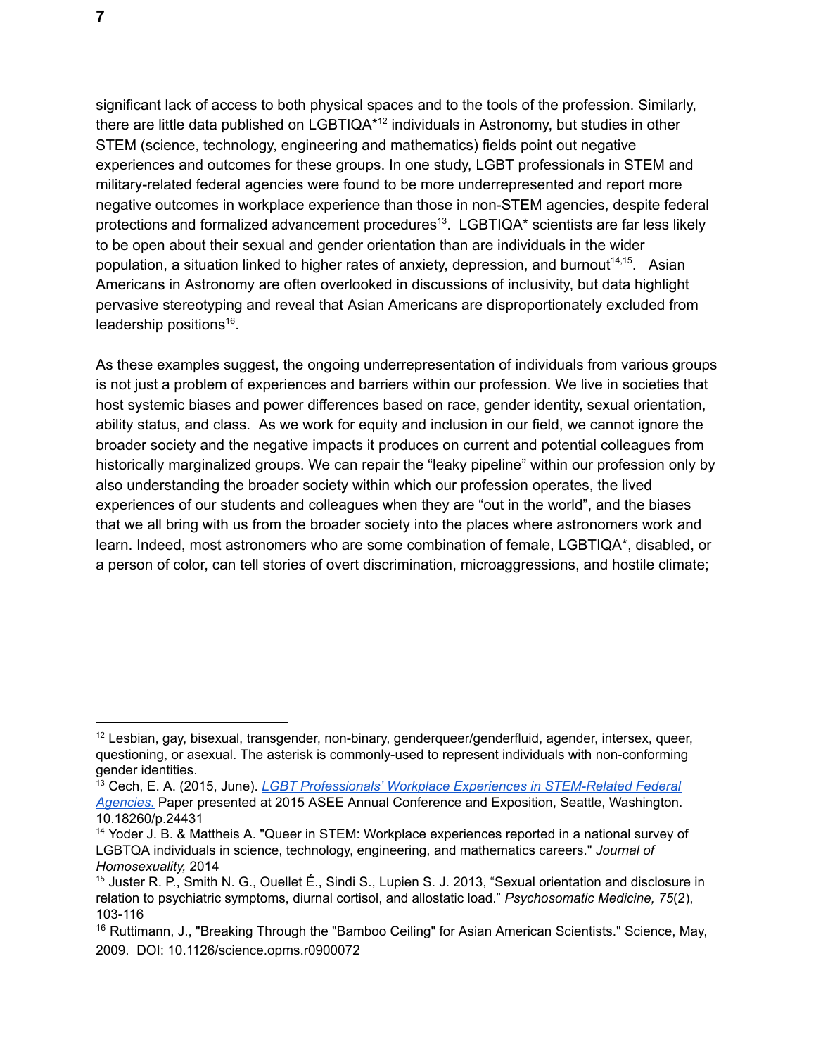significant lack of access to both physical spaces and to the tools of the profession. Similarly, there are little data published on LGBTIQA*[12] individuals in Astronomy, but studies in other STEM (science, technology, engineering and mathematics) fields point out negative experiences and outcomes for these groups. In one study, LGBT professionals in STEM and military-related federal agencies were found to be more underrepresented and report more negative outcomes in workplace experience than those in non-STEM agencies, despite federal protections and formalized advancement procedures[13]. LGBTIQA* scientists are far less likely to be open about their sexual and gender orientation than are individuals in the wider population, a situation linked to higher rates of anxiety, depression, and burnout[14,15]. Asian Americans in Astronomy are often overlooked in discussions of inclusivity, but data highlight pervasive stereotyping and reveal that Asian Americans are disproportionately excluded from leadership positions[16].

As these examples suggest, the ongoing underrepresentation of individuals from various groups is not just a problem of experiences and barriers within our profession. We live in societies that host systemic biases and power differences based on race, gender identity, sexual orientation, ability status, and class. As we work for equity and inclusion in our field, we cannot ignore the broader society and the negative impacts it produces on current and potential colleagues from historically marginalized groups. We can repair the "leaky pipeline" within our profession only by also understanding the broader society within which our profession operates, the lived experiences of our students and colleagues when they are "out in the world", and the biases that we all bring with us from the broader society into the places where astronomers work and learn. Indeed, most astronomers who are some combination of female, LGBTIQA*, disabled, or a person of color, can tell stories of overt discrimination, microaggressions, and hostile climate;

---

[12] Lesbian, gay, bisexual, transgender, non-binary, genderqueer/genderfluid, agender, intersex, queer, questioning, or asexual. The asterisk is commonly-used to represent individuals with non-conforming gender identities.

[13] Cech, E. A. (2015, June). *LGBT Professionals' Workplace Experiences in STEM-Related Federal Agencies.* Paper presented at 2015 ASEE Annual Conference and Exposition, Seattle, Washington. 10.18260/p.24431

[14] Yoder J. B. & Mattheis A. "Queer in STEM: Workplace experiences reported in a national survey of LGBTQA individuals in science, technology, engineering, and mathematics careers." *Journal of Homosexuality,* 2014

[15] Juster R. P., Smith N. G., Ouellet É., Sindi S., Lupien S. J. 2013, "Sexual orientation and disclosure in relation to psychiatric symptoms, diurnal cortisol, and allostatic load." *Psychosomatic Medicine, 75*(2), 103-116

[16] Ruttimann, J., "Breaking Through the "Bamboo Ceiling" for Asian American Scientists." Science, May, 2009. DOI: 10.1126/science.opms.r0900072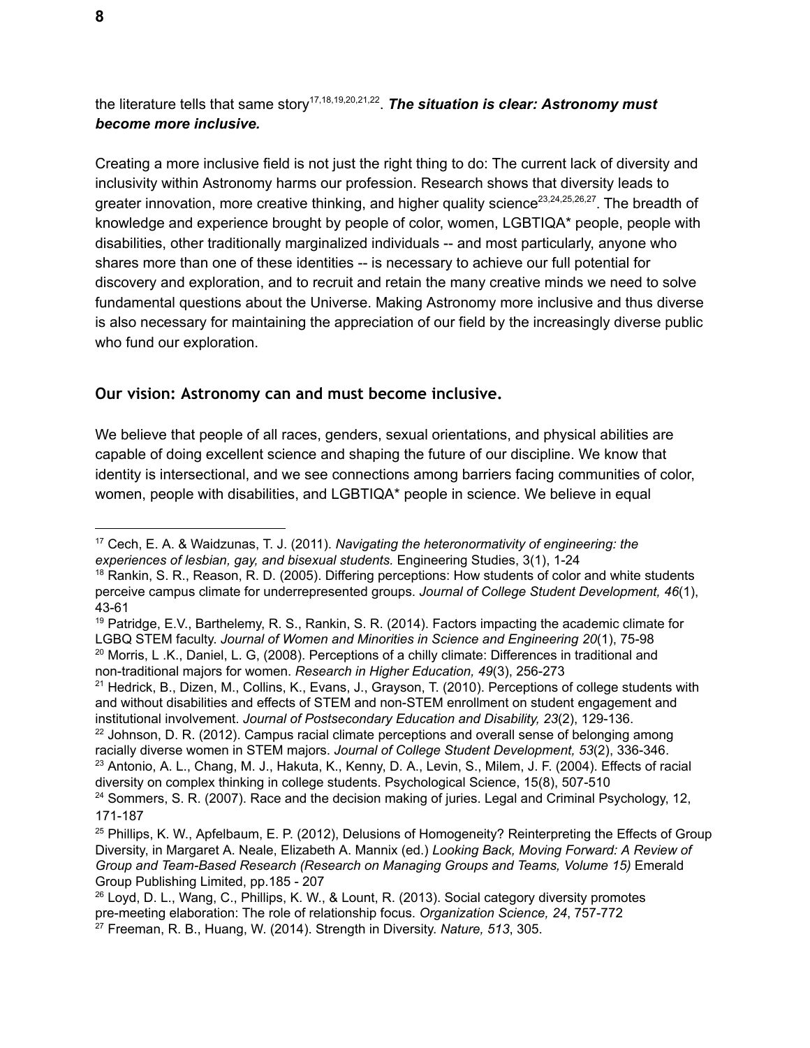the literature tells that same story[17,18,19,20,21,22]. ***The situation is clear: Astronomy must become more inclusive.***

Creating a more inclusive field is not just the right thing to do: The current lack of diversity and inclusivity within Astronomy harms our profession. Research shows that diversity leads to greater innovation, more creative thinking, and higher quality science[23,24,25,26,27]. The breadth of knowledge and experience brought by people of color, women, LGBTIQA* people, people with disabilities, other traditionally marginalized individuals -- and most particularly, anyone who shares more than one of these identities -- is necessary to achieve our full potential for discovery and exploration, and to recruit and retain the many creative minds we need to solve fundamental questions about the Universe. Making Astronomy more inclusive and thus diverse is also necessary for maintaining the appreciation of our field by the increasingly diverse public who fund our exploration.

## Our vision: Astronomy can and must become inclusive.

We believe that people of all races, genders, sexual orientations, and physical abilities are capable of doing excellent science and shaping the future of our discipline. We know that identity is intersectional, and we see connections among barriers facing communities of color, women, people with disabilities, and LGBTIQA* people in science. We believe in equal

---

[17] Cech, E. A. & Waidzunas, T. J. (2011). *Navigating the heteronormativity of engineering: the experiences of lesbian, gay, and bisexual students.* Engineering Studies, 3(1), 1-24

[18] Rankin, S. R., Reason, R. D. (2005). Differing perceptions: How students of color and white students perceive campus climate for underrepresented groups. *Journal of College Student Development, 46*(1), 43-61

[19] Patridge, E.V., Barthelemy, R. S., Rankin, S. R. (2014). Factors impacting the academic climate for LGBQ STEM faculty. *Journal of Women and Minorities in Science and Engineering 20*(1), 75-98

[20] Morris, L .K., Daniel, L. G, (2008). Perceptions of a chilly climate: Differences in traditional and non-traditional majors for women. *Research in Higher Education, 49*(3), 256-273

[21] Hedrick, B., Dizen, M., Collins, K., Evans, J., Grayson, T. (2010). Perceptions of college students with and without disabilities and effects of STEM and non-STEM enrollment on student engagement and institutional involvement. *Journal of Postsecondary Education and Disability, 23*(2), 129-136.

[22] Johnson, D. R. (2012). Campus racial climate perceptions and overall sense of belonging among racially diverse women in STEM majors. *Journal of College Student Development, 53*(2), 336-346.

[23] Antonio, A. L., Chang, M. J., Hakuta, K., Kenny, D. A., Levin, S., Milem, J. F. (2004). Effects of racial diversity on complex thinking in college students. Psychological Science, 15(8), 507-510

[24] Sommers, S. R. (2007). Race and the decision making of juries. Legal and Criminal Psychology, 12, 171-187

[25] Phillips, K. W., Apfelbaum, E. P. (2012), Delusions of Homogeneity? Reinterpreting the Effects of Group Diversity, in Margaret A. Neale, Elizabeth A. Mannix (ed.) *Looking Back, Moving Forward: A Review of Group and Team-Based Research (Research on Managing Groups and Teams, Volume 15)* Emerald Group Publishing Limited, pp.185 - 207

[26] Loyd, D. L., Wang, C., Phillips, K. W., & Lount, R. (2013). Social category diversity promotes pre-meeting elaboration: The role of relationship focus. *Organization Science, 24*, 757-772

[27] Freeman, R. B., Huang, W. (2014). Strength in Diversity. *Nature, 513*, 305.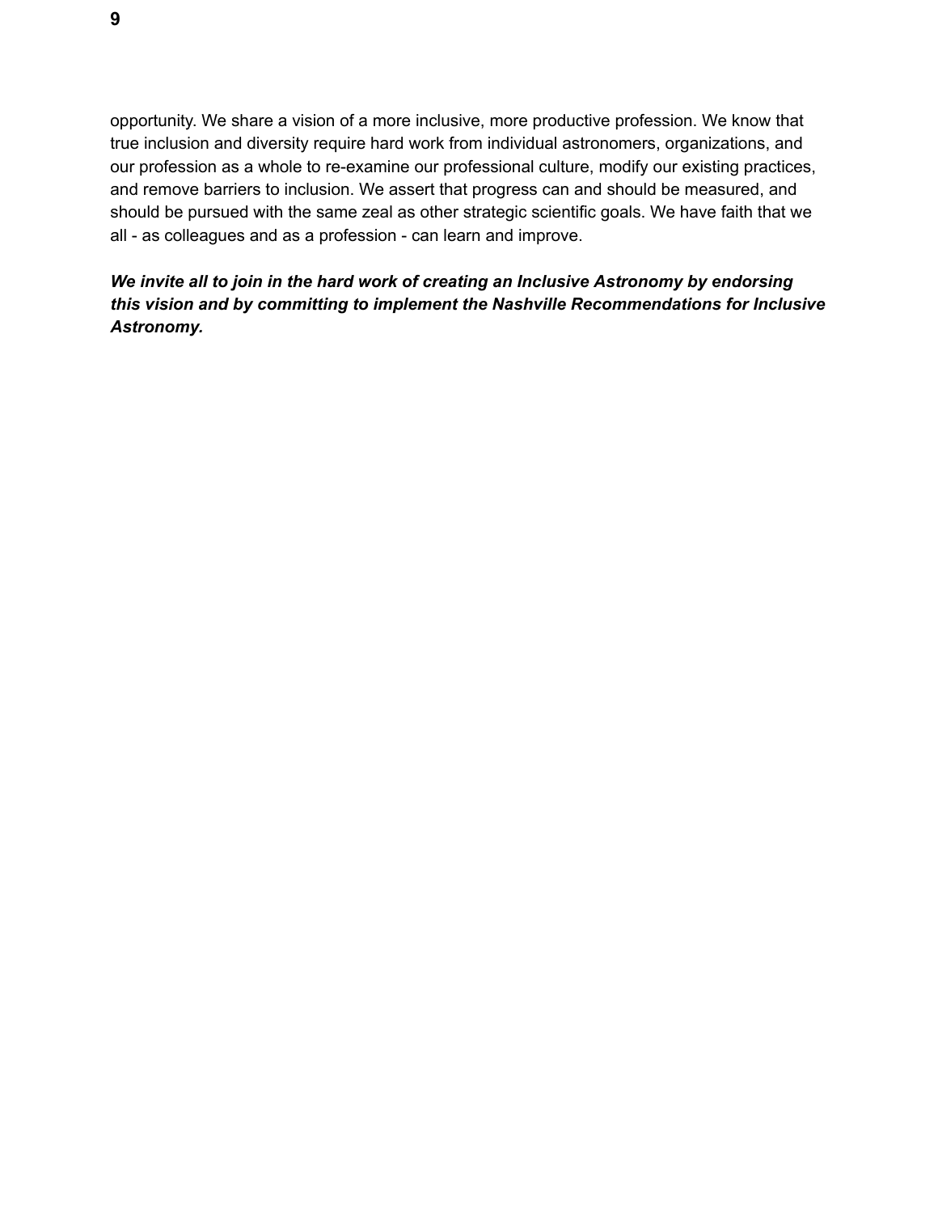opportunity. We share a vision of a more inclusive, more productive profession. We know that true inclusion and diversity require hard work from individual astronomers, organizations, and our profession as a whole to re-examine our professional culture, modify our existing practices, and remove barriers to inclusion. We assert that progress can and should be measured, and should be pursued with the same zeal as other strategic scientific goals. We have faith that we all - as colleagues and as a profession - can learn and improve.

***We invite all to join in the hard work of creating an Inclusive Astronomy by endorsing this vision and by committing to implement the Nashville Recommendations for Inclusive Astronomy.***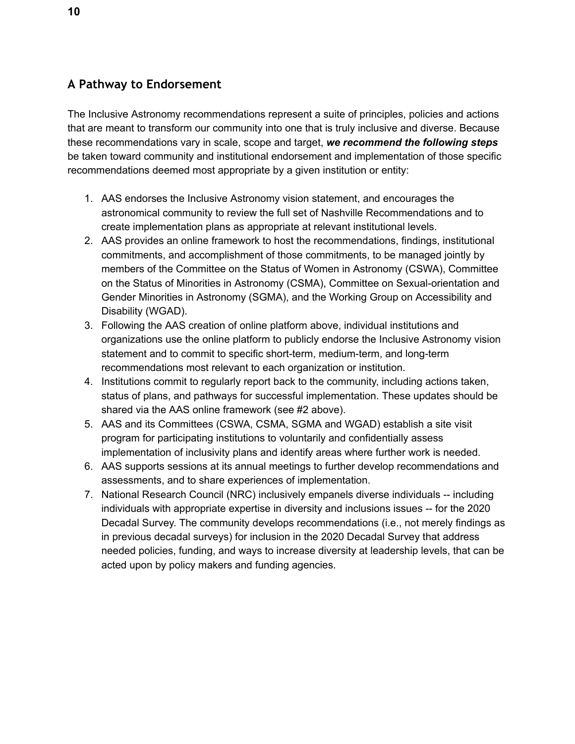## A Pathway to Endorsement

The Inclusive Astronomy recommendations represent a suite of principles, policies and actions that are meant to transform our community into one that is truly inclusive and diverse. Because these recommendations vary in scale, scope and target, ***we recommend the following steps*** be taken toward community and institutional endorsement and implementation of those specific recommendations deemed most appropriate by a given institution or entity:

1. AAS endorses the Inclusive Astronomy vision statement, and encourages the astronomical community to review the full set of Nashville Recommendations and to create implementation plans as appropriate at relevant institutional levels.
2. AAS provides an online framework to host the recommendations, findings, institutional commitments, and accomplishment of those commitments, to be managed jointly by members of the Committee on the Status of Women in Astronomy (CSWA), Committee on the Status of Minorities in Astronomy (CSMA), Committee on Sexual-orientation and Gender Minorities in Astronomy (SGMA), and the Working Group on Accessibility and Disability (WGAD).
3. Following the AAS creation of online platform above, individual institutions and organizations use the online platform to publicly endorse the Inclusive Astronomy vision statement and to commit to specific short-term, medium-term, and long-term recommendations most relevant to each organization or institution.
4. Institutions commit to regularly report back to the community, including actions taken, status of plans, and pathways for successful implementation. These updates should be shared via the AAS online framework (see #2 above).
5. AAS and its Committees (CSWA, CSMA, SGMA and WGAD) establish a site visit program for participating institutions to voluntarily and confidentially assess implementation of inclusivity plans and identify areas where further work is needed.
6. AAS supports sessions at its annual meetings to further develop recommendations and assessments, and to share experiences of implementation.
7. National Research Council (NRC) inclusively empanels diverse individuals -- including individuals with appropriate expertise in diversity and inclusions issues -- for the 2020 Decadal Survey. The community develops recommendations (i.e., not merely findings as in previous decadal surveys) for inclusion in the 2020 Decadal Survey that address needed policies, funding, and ways to increase diversity at leadership levels, that can be acted upon by policy makers and funding agencies.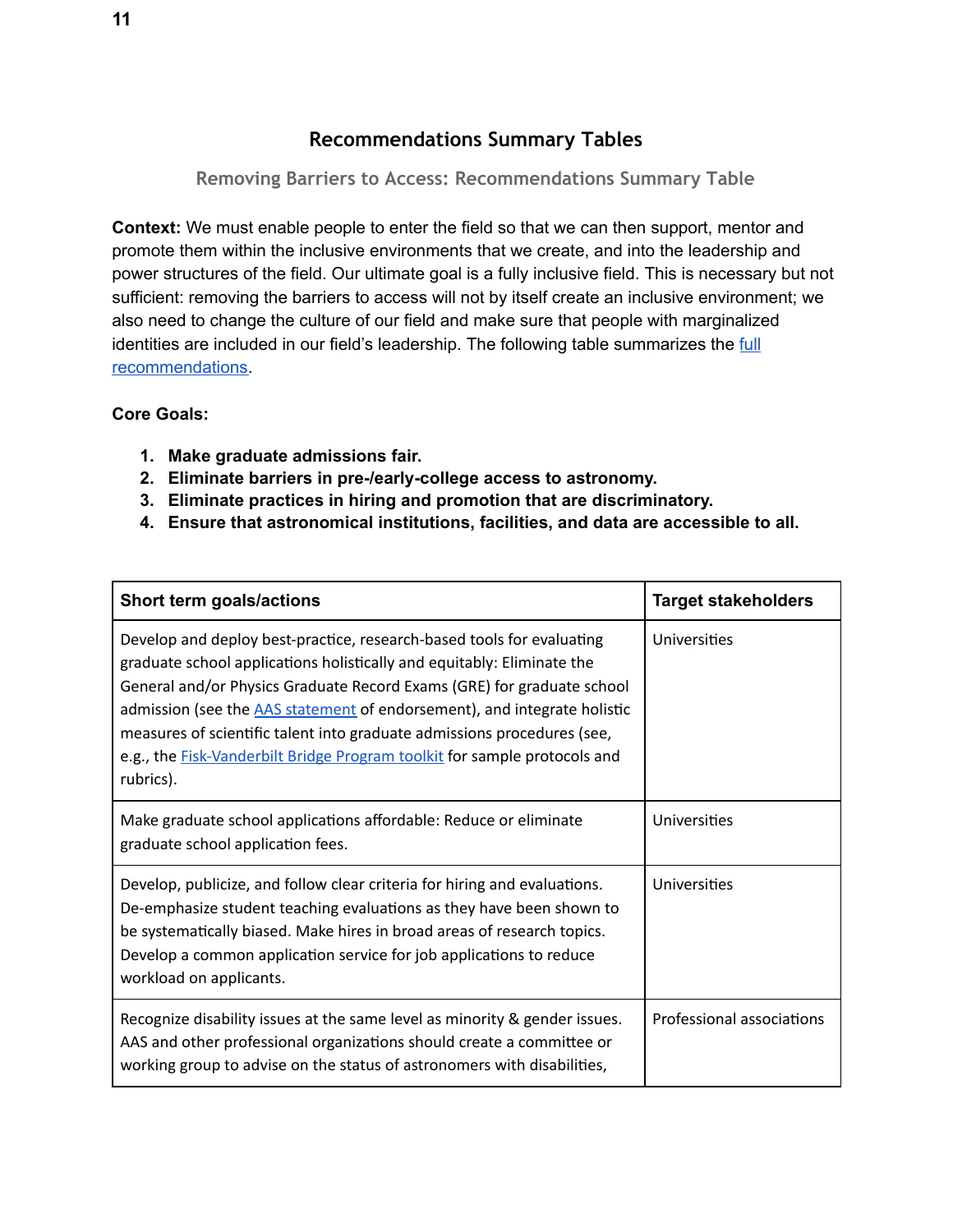## Recommendations Summary Tables

### Removing Barriers to Access: Recommendations Summary Table

**Context:** We must enable people to enter the field so that we can then support, mentor and promote them within the inclusive environments that we create, and into the leadership and power structures of the field. Our ultimate goal is a fully inclusive field. This is necessary but not sufficient: removing the barriers to access will not by itself create an inclusive environment; we also need to change the culture of our field and make sure that people with marginalized identities are included in our field's leadership. The following table summarizes the full recommendations.

**Core Goals:**

1. **Make graduate admissions fair.**
2. **Eliminate barriers in pre-/early-college access to astronomy.**
3. **Eliminate practices in hiring and promotion that are discriminatory.**
4. **Ensure that astronomical institutions, facilities, and data are accessible to all.**

| Short term goals/actions | Target stakeholders |
|---|---|
| Develop and deploy best-practice, research-based tools for evaluating graduate school applications holistically and equitably: Eliminate the General and/or Physics Graduate Record Exams (GRE) for graduate school admission (see the AAS statement of endorsement), and integrate holistic measures of scientific talent into graduate admissions procedures (see, e.g., the Fisk-Vanderbilt Bridge Program toolkit for sample protocols and rubrics). | Universities |
| Make graduate school applications affordable: Reduce or eliminate graduate school application fees. | Universities |
| Develop, publicize, and follow clear criteria for hiring and evaluations. De-emphasize student teaching evaluations as they have been shown to be systematically biased. Make hires in broad areas of research topics. Develop a common application service for job applications to reduce workload on applicants. | Universities |
| Recognize disability issues at the same level as minority & gender issues. AAS and other professional organizations should create a committee or working group to advise on the status of astronomers with disabilities, | Professional associations |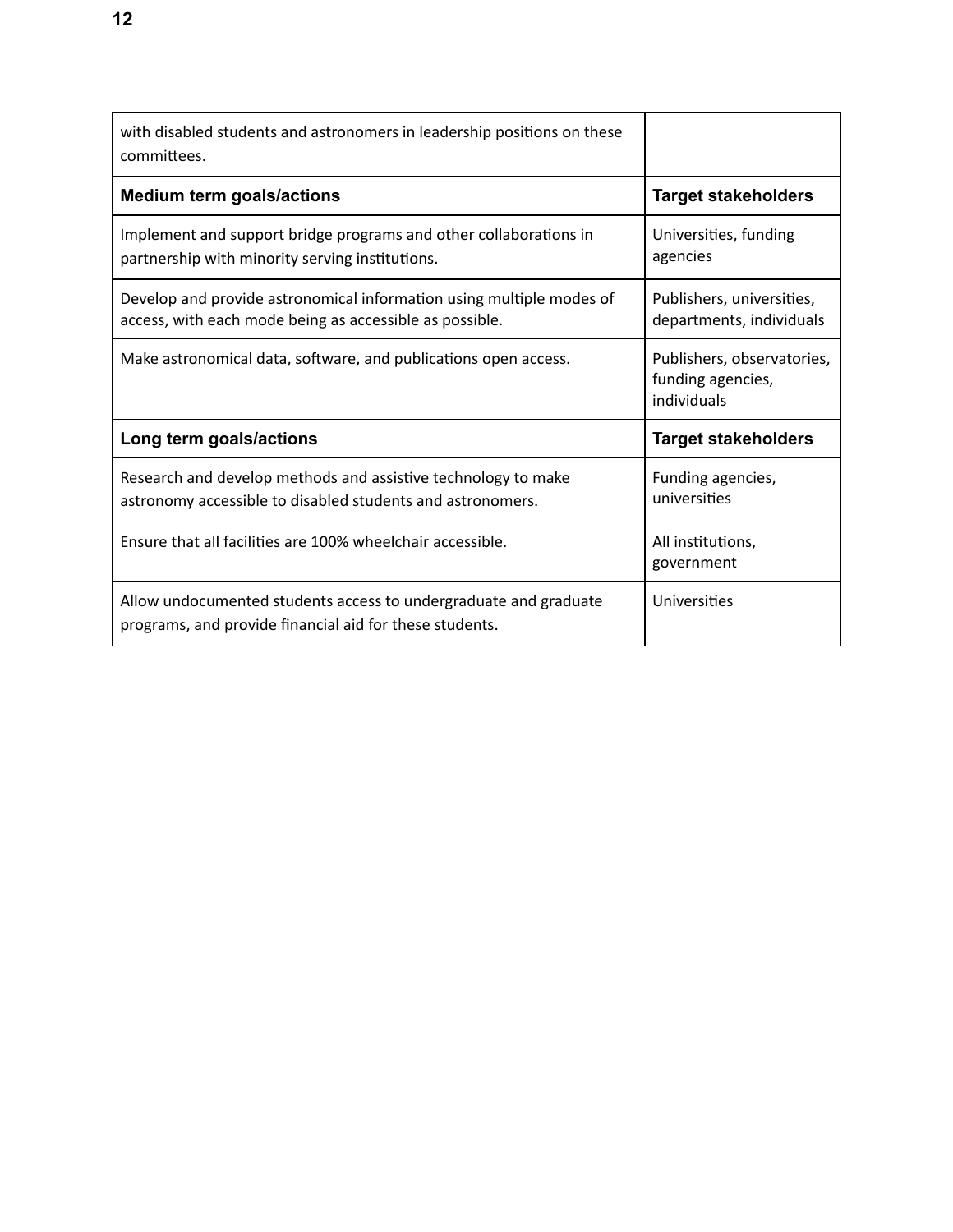| with disabled students and astronomers in leadership positions on these committees. | |
|---|---|
| **Medium term goals/actions** | **Target stakeholders** |
| Implement and support bridge programs and other collaborations in partnership with minority serving institutions. | Universities, funding agencies |
| Develop and provide astronomical information using multiple modes of access, with each mode being as accessible as possible. | Publishers, universities, departments, individuals |
| Make astronomical data, software, and publications open access. | Publishers, observatories, funding agencies, individuals |
| **Long term goals/actions** | **Target stakeholders** |
| Research and develop methods and assistive technology to make astronomy accessible to disabled students and astronomers. | Funding agencies, universities |
| Ensure that all facilities are 100% wheelchair accessible. | All institutions, government |
| Allow undocumented students access to undergraduate and graduate programs, and provide financial aid for these students. | Universities |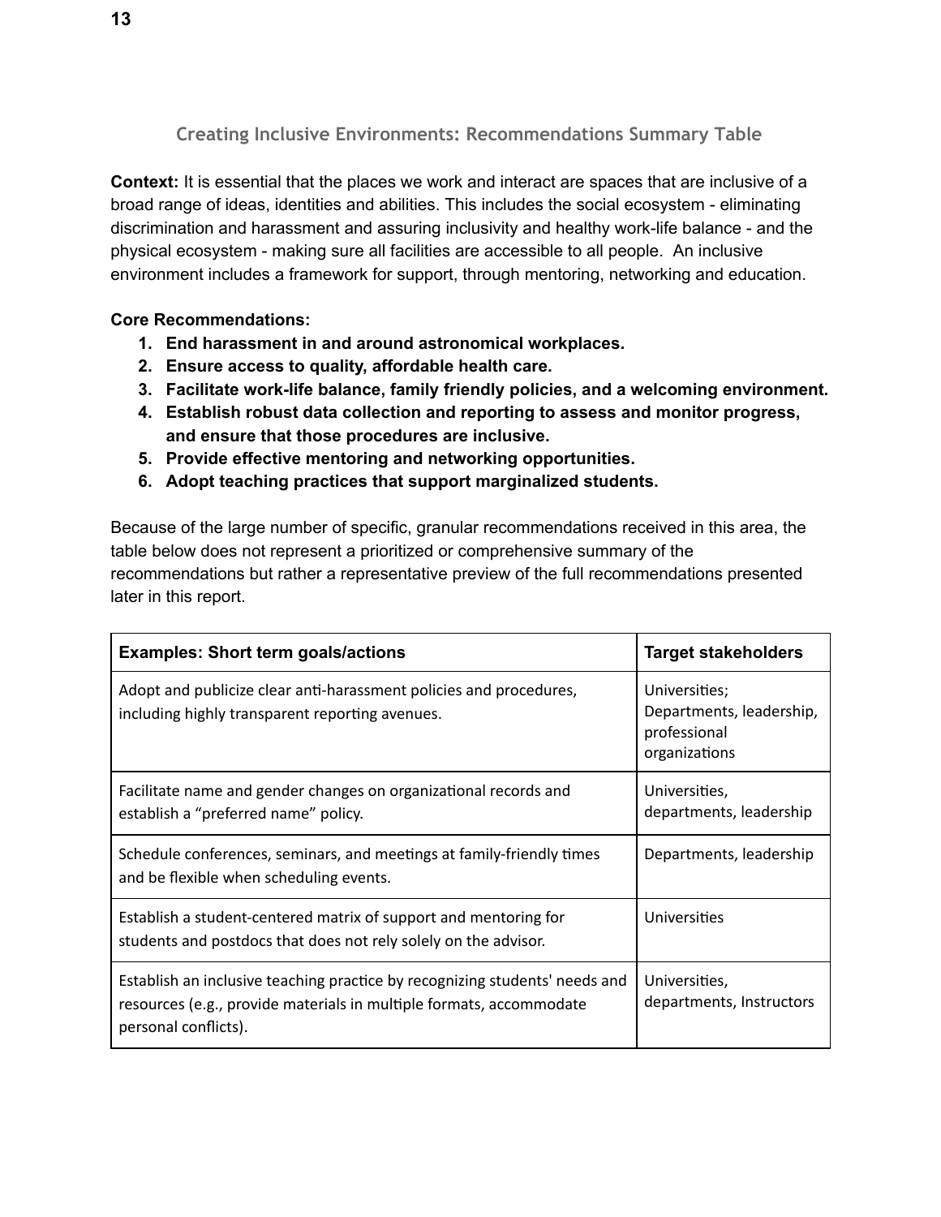## Creating Inclusive Environments: Recommendations Summary Table

**Context:** It is essential that the places we work and interact are spaces that are inclusive of a broad range of ideas, identities and abilities. This includes the social ecosystem - eliminating discrimination and harassment and assuring inclusivity and healthy work-life balance - and the physical ecosystem - making sure all facilities are accessible to all people. An inclusive environment includes a framework for support, through mentoring, networking and education.

**Core Recommendations:**

1. **End harassment in and around astronomical workplaces.**
2. **Ensure access to quality, affordable health care.**
3. **Facilitate work-life balance, family friendly policies, and a welcoming environment.**
4. **Establish robust data collection and reporting to assess and monitor progress, and ensure that those procedures are inclusive.**
5. **Provide effective mentoring and networking opportunities.**
6. **Adopt teaching practices that support marginalized students.**

Because of the large number of specific, granular recommendations received in this area, the table below does not represent a prioritized or comprehensive summary of the recommendations but rather a representative preview of the full recommendations presented later in this report.

| Examples: Short term goals/actions | Target stakeholders |
|---|---|
| Adopt and publicize clear anti-harassment policies and procedures, including highly transparent reporting avenues. | Universities; Departments, leadership, professional organizations |
| Facilitate name and gender changes on organizational records and establish a "preferred name" policy. | Universities, departments, leadership |
| Schedule conferences, seminars, and meetings at family-friendly times and be flexible when scheduling events. | Departments, leadership |
| Establish a student-centered matrix of support and mentoring for students and postdocs that does not rely solely on the advisor. | Universities |
| Establish an inclusive teaching practice by recognizing students' needs and resources (e.g., provide materials in multiple formats, accommodate personal conflicts). | Universities, departments, Instructors |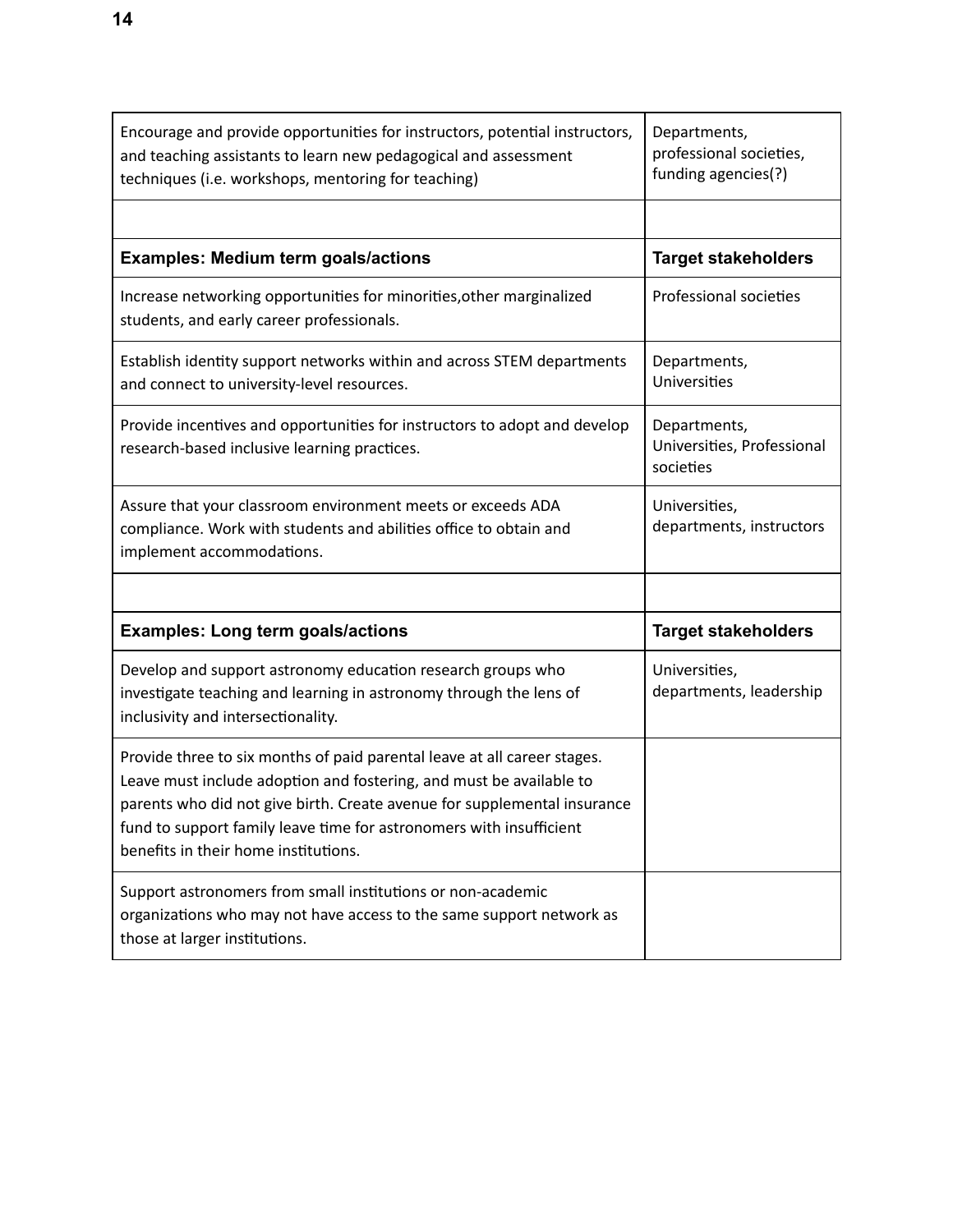| | |
|---|---|
| Encourage and provide opportunities for instructors, potential instructors, and teaching assistants to learn new pedagogical and assessment techniques (i.e. workshops, mentoring for teaching) | Departments, professional societies, funding agencies(?) |
| | |
| **Examples: Medium term goals/actions** | **Target stakeholders** |
| Increase networking opportunities for minorities,other marginalized students, and early career professionals. | Professional societies |
| Establish identity support networks within and across STEM departments and connect to university-level resources. | Departments, Universities |
| Provide incentives and opportunities for instructors to adopt and develop research-based inclusive learning practices. | Departments, Universities, Professional societies |
| Assure that your classroom environment meets or exceeds ADA compliance. Work with students and abilities office to obtain and implement accommodations. | Universities, departments, instructors |
| | |
| **Examples: Long term goals/actions** | **Target stakeholders** |
| Develop and support astronomy education research groups who investigate teaching and learning in astronomy through the lens of inclusivity and intersectionality. | Universities, departments, leadership |
| Provide three to six months of paid parental leave at all career stages. Leave must include adoption and fostering, and must be available to parents who did not give birth. Create avenue for supplemental insurance fund to support family leave time for astronomers with insufficient benefits in their home institutions. | |
| Support astronomers from small institutions or non-academic organizations who may not have access to the same support network as those at larger institutions. | |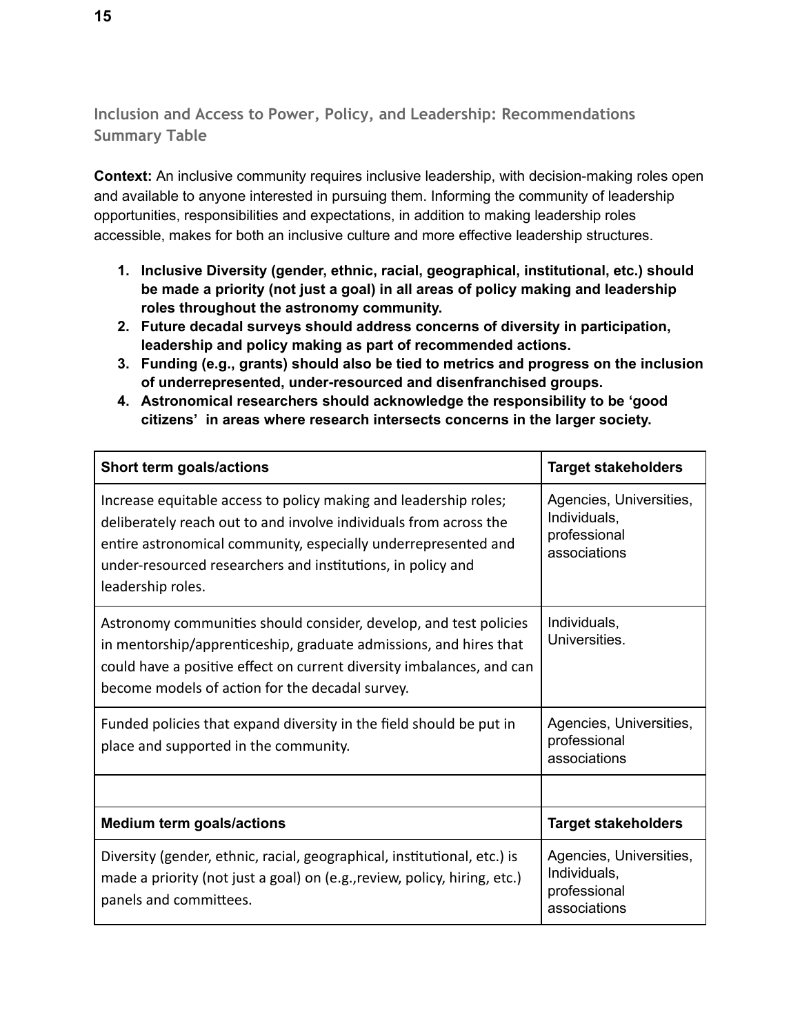## Inclusion and Access to Power, Policy, and Leadership: Recommendations Summary Table

**Context:** An inclusive community requires inclusive leadership, with decision-making roles open and available to anyone interested in pursuing them. Informing the community of leadership opportunities, responsibilities and expectations, in addition to making leadership roles accessible, makes for both an inclusive culture and more effective leadership structures.

1. **Inclusive Diversity (gender, ethnic, racial, geographical, institutional, etc.) should be made a priority (not just a goal) in all areas of policy making and leadership roles throughout the astronomy community.**
2. **Future decadal surveys should address concerns of diversity in participation, leadership and policy making as part of recommended actions.**
3. **Funding (e.g., grants) should also be tied to metrics and progress on the inclusion of underrepresented, under-resourced and disenfranchised groups.**
4. **Astronomical researchers should acknowledge the responsibility to be 'good citizens' in areas where research intersects concerns in the larger society.**

| **Short term goals/actions** | **Target stakeholders** |
|---|---|
| Increase equitable access to policy making and leadership roles; deliberately reach out to and involve individuals from across the entire astronomical community, especially underrepresented and under-resourced researchers and institutions, in policy and leadership roles. | Agencies, Universities, Individuals, professional associations |
| Astronomy communities should consider, develop, and test policies in mentorship/apprenticeship, graduate admissions, and hires that could have a positive effect on current diversity imbalances, and can become models of action for the decadal survey. | Individuals, Universities. |
| Funded policies that expand diversity in the field should be put in place and supported in the community. | Agencies, Universities, professional associations |
| | |
| **Medium term goals/actions** | **Target stakeholders** |
| Diversity (gender, ethnic, racial, geographical, institutional, etc.) is made a priority (not just a goal) on (e.g.,review, policy, hiring, etc.) panels and committees. | Agencies, Universities, Individuals, professional associations |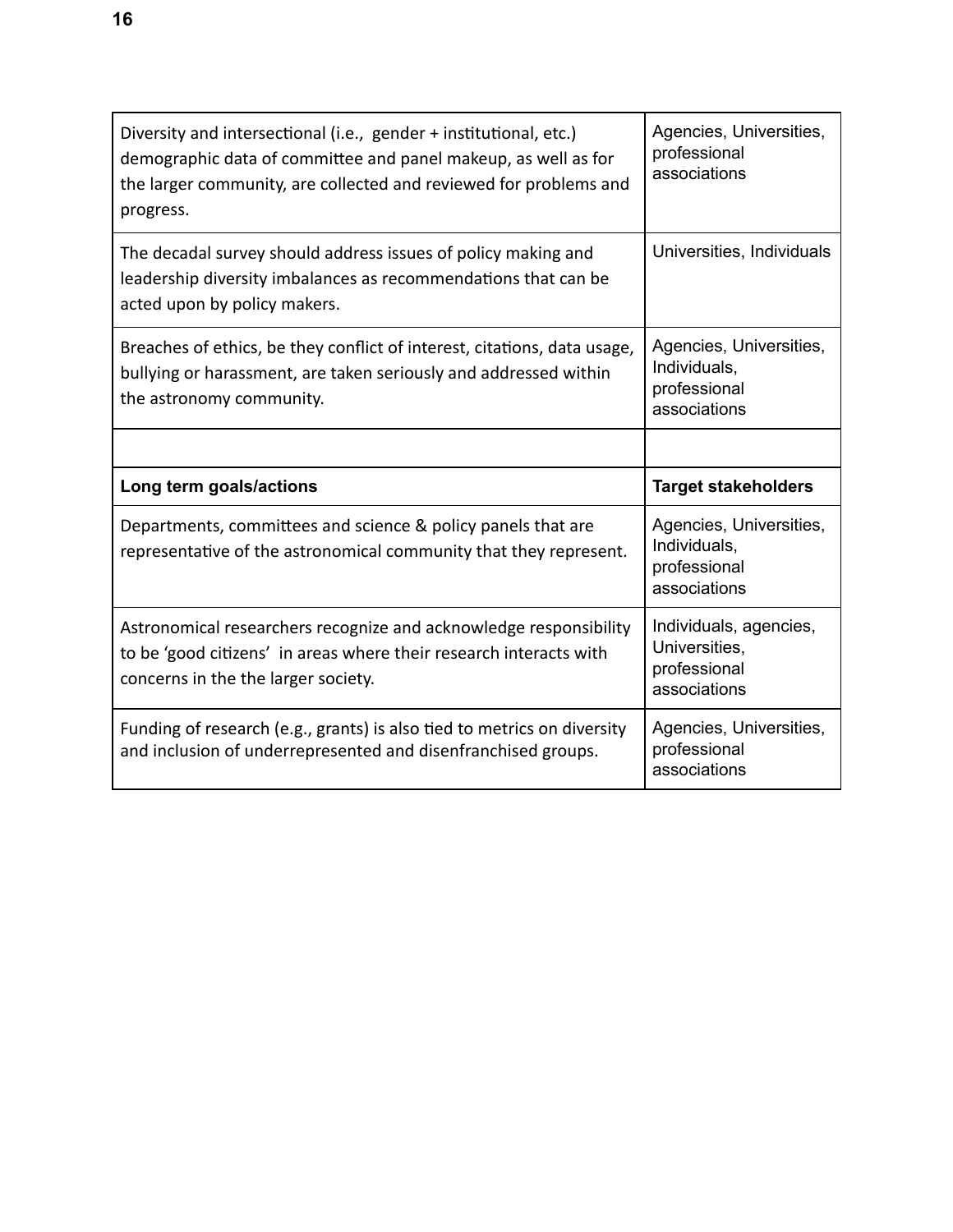| | |
|---|---|
| Diversity and intersectional (i.e., gender + institutional, etc.) demographic data of committee and panel makeup, as well as for the larger community, are collected and reviewed for problems and progress. | Agencies, Universities, professional associations |
| The decadal survey should address issues of policy making and leadership diversity imbalances as recommendations that can be acted upon by policy makers. | Universities, Individuals |
| Breaches of ethics, be they conflict of interest, citations, data usage, bullying or harassment, are taken seriously and addressed within the astronomy community. | Agencies, Universities, Individuals, professional associations |
| | |
| **Long term goals/actions** | **Target stakeholders** |
| Departments, committees and science & policy panels that are representative of the astronomical community that they represent. | Agencies, Universities, Individuals, professional associations |
| Astronomical researchers recognize and acknowledge responsibility to be 'good citizens' in areas where their research interacts with concerns in the the larger society. | Individuals, agencies, Universities, professional associations |
| Funding of research (e.g., grants) is also tied to metrics on diversity and inclusion of underrepresented and disenfranchised groups. | Agencies, Universities, professional associations |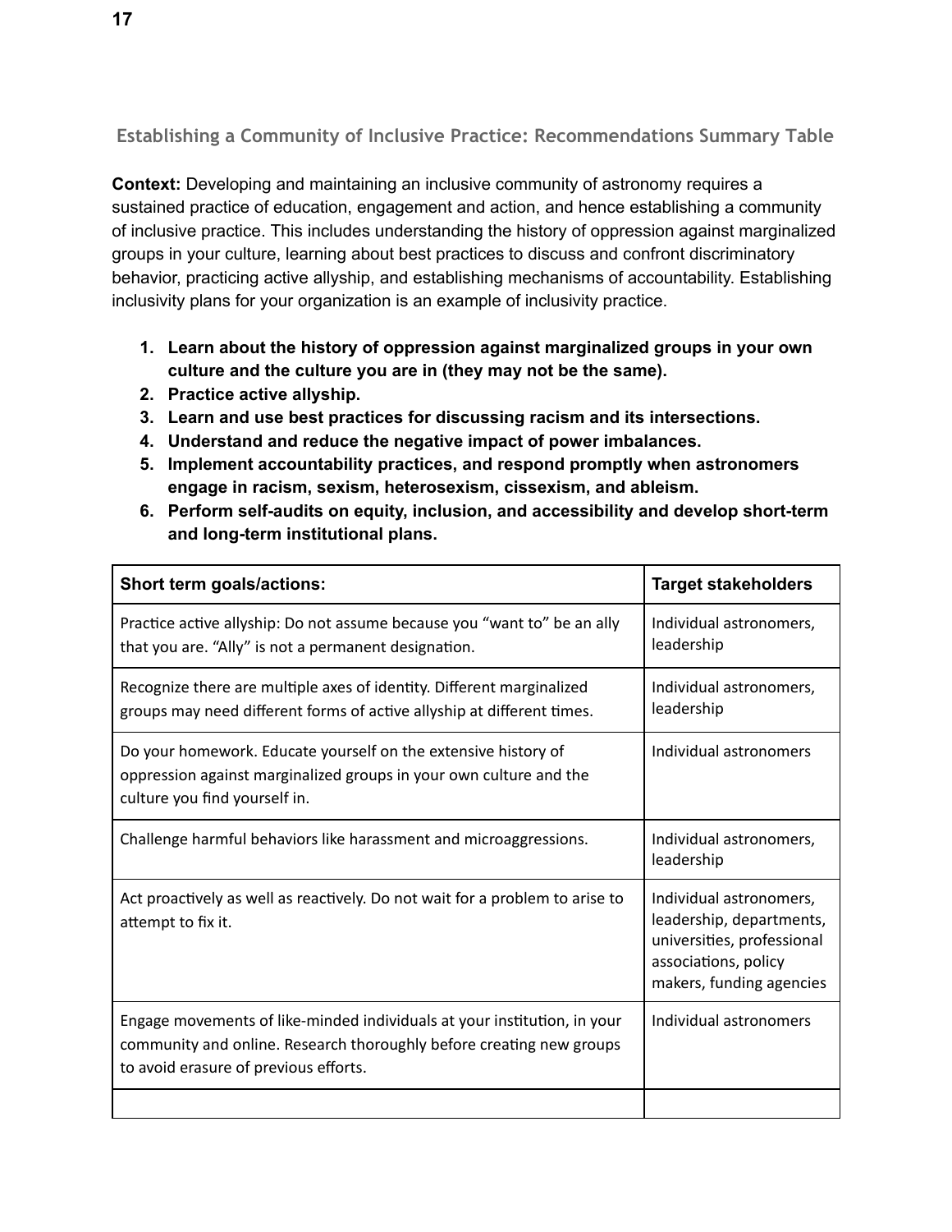## Establishing a Community of Inclusive Practice: Recommendations Summary Table

**Context:** Developing and maintaining an inclusive community of astronomy requires a sustained practice of education, engagement and action, and hence establishing a community of inclusive practice. This includes understanding the history of oppression against marginalized groups in your culture, learning about best practices to discuss and confront discriminatory behavior, practicing active allyship, and establishing mechanisms of accountability. Establishing inclusivity plans for your organization is an example of inclusivity practice.

1. **Learn about the history of oppression against marginalized groups in your own culture and the culture you are in (they may not be the same).**
2. **Practice active allyship.**
3. **Learn and use best practices for discussing racism and its intersections.**
4. **Understand and reduce the negative impact of power imbalances.**
5. **Implement accountability practices, and respond promptly when astronomers engage in racism, sexism, heterosexism, cissexism, and ableism.**
6. **Perform self-audits on equity, inclusion, and accessibility and develop short-term and long-term institutional plans.**

| Short term goals/actions: | Target stakeholders |
|---|---|
| Practice active allyship: Do not assume because you "want to" be an ally that you are. "Ally" is not a permanent designation. | Individual astronomers, leadership |
| Recognize there are multiple axes of identity. Different marginalized groups may need different forms of active allyship at different times. | Individual astronomers, leadership |
| Do your homework. Educate yourself on the extensive history of oppression against marginalized groups in your own culture and the culture you find yourself in. | Individual astronomers |
| Challenge harmful behaviors like harassment and microaggressions. | Individual astronomers, leadership |
| Act proactively as well as reactively. Do not wait for a problem to arise to attempt to fix it. | Individual astronomers, leadership, departments, universities, professional associations, policy makers, funding agencies |
| Engage movements of like-minded individuals at your institution, in your community and online. Research thoroughly before creating new groups to avoid erasure of previous efforts. | Individual astronomers |
| | |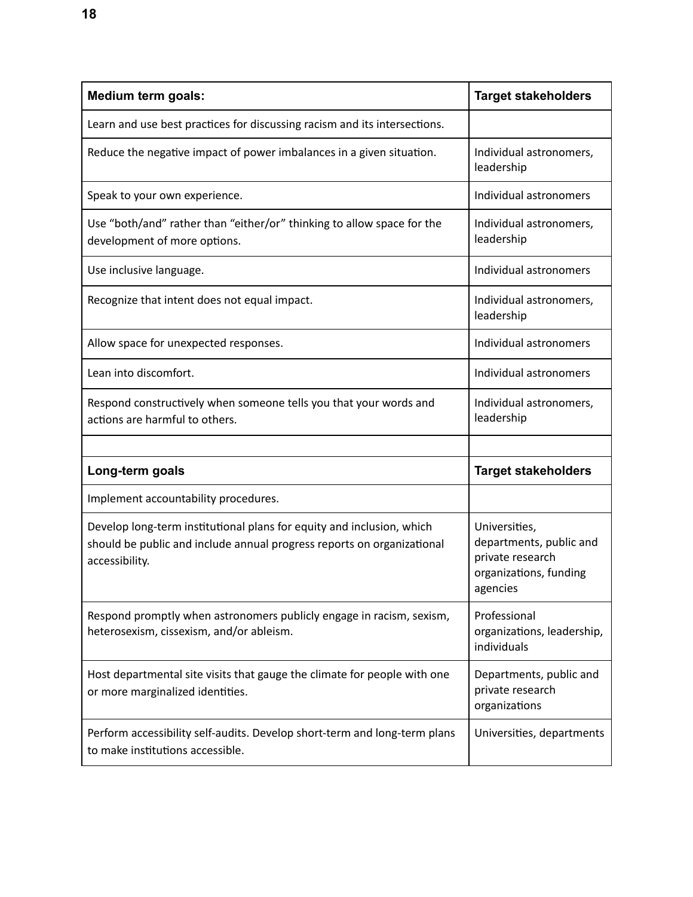| Medium term goals: | Target stakeholders |
|---|---|
| Learn and use best practices for discussing racism and its intersections. | |
| Reduce the negative impact of power imbalances in a given situation. | Individual astronomers, leadership |
| Speak to your own experience. | Individual astronomers |
| Use “both/and” rather than “either/or” thinking to allow space for the development of more options. | Individual astronomers, leadership |
| Use inclusive language. | Individual astronomers |
| Recognize that intent does not equal impact. | Individual astronomers, leadership |
| Allow space for unexpected responses. | Individual astronomers |
| Lean into discomfort. | Individual astronomers |
| Respond constructively when someone tells you that your words and actions are harmful to others. | Individual astronomers, leadership |
| | |
| **Long-term goals** | **Target stakeholders** |
| Implement accountability procedures. | |
| Develop long-term institutional plans for equity and inclusion, which should be public and include annual progress reports on organizational accessibility. | Universities, departments, public and private research organizations, funding agencies |
| Respond promptly when astronomers publicly engage in racism, sexism, heterosexism, cissexism, and/or ableism. | Professional organizations, leadership, individuals |
| Host departmental site visits that gauge the climate for people with one or more marginalized identities. | Departments, public and private research organizations |
| Perform accessibility self-audits. Develop short-term and long-term plans to make institutions accessible. | Universities, departments |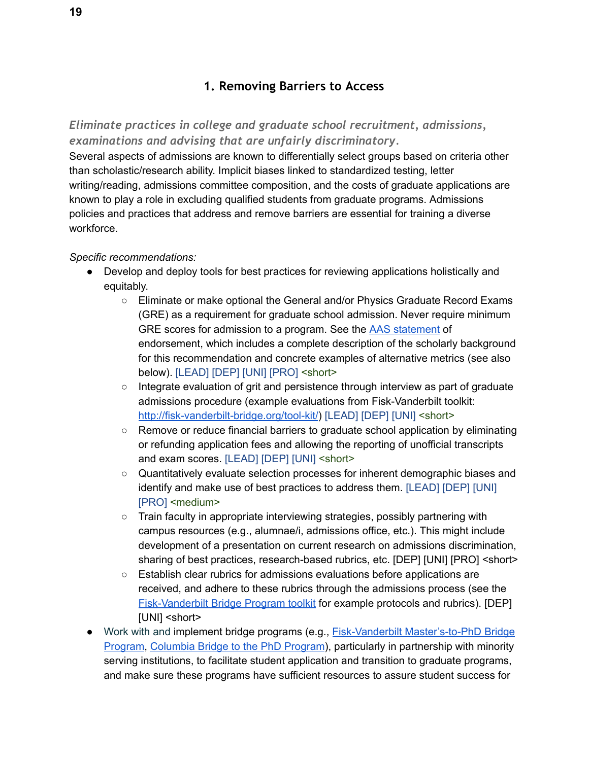## 1. Removing Barriers to Access

### *Eliminate practices in college and graduate school recruitment, admissions, examinations and advising that are unfairly discriminatory.*

Several aspects of admissions are known to differentially select groups based on criteria other than scholastic/research ability. Implicit biases linked to standardized testing, letter writing/reading, admissions committee composition, and the costs of graduate applications are known to play a role in excluding qualified students from graduate programs. Admissions policies and practices that address and remove barriers are essential for training a diverse workforce.

*Specific recommendations:*

- Develop and deploy tools for best practices for reviewing applications holistically and equitably.
    - Eliminate or make optional the General and/or Physics Graduate Record Exams (GRE) as a requirement for graduate school admission. Never require minimum GRE scores for admission to a program. See the AAS statement of endorsement, which includes a complete description of the scholarly background for this recommendation and concrete examples of alternative metrics (see also below). [LEAD] [DEP] [UNI] [PRO] <short>
    - Integrate evaluation of grit and persistence through interview as part of graduate admissions procedure (example evaluations from Fisk-Vanderbilt toolkit: http://fisk-vanderbilt-bridge.org/tool-kit/) [LEAD] [DEP] [UNI] <short>
    - Remove or reduce financial barriers to graduate school application by eliminating or refunding application fees and allowing the reporting of unofficial transcripts and exam scores. [LEAD] [DEP] [UNI] <short>
    - Quantitatively evaluate selection processes for inherent demographic biases and identify and make use of best practices to address them. [LEAD] [DEP] [UNI] [PRO] <medium>
    - Train faculty in appropriate interviewing strategies, possibly partnering with campus resources (e.g., alumnae/i, admissions office, etc.). This might include development of a presentation on current research on admissions discrimination, sharing of best practices, research-based rubrics, etc. [DEP] [UNI] [PRO] <short>
    - Establish clear rubrics for admissions evaluations before applications are received, and adhere to these rubrics through the admissions process (see the Fisk-Vanderbilt Bridge Program toolkit for example protocols and rubrics). [DEP] [UNI] <short>
- Work with and implement bridge programs (e.g., Fisk-Vanderbilt Master's-to-PhD Bridge Program, Columbia Bridge to the PhD Program), particularly in partnership with minority serving institutions, to facilitate student application and transition to graduate programs, and make sure these programs have sufficient resources to assure student success for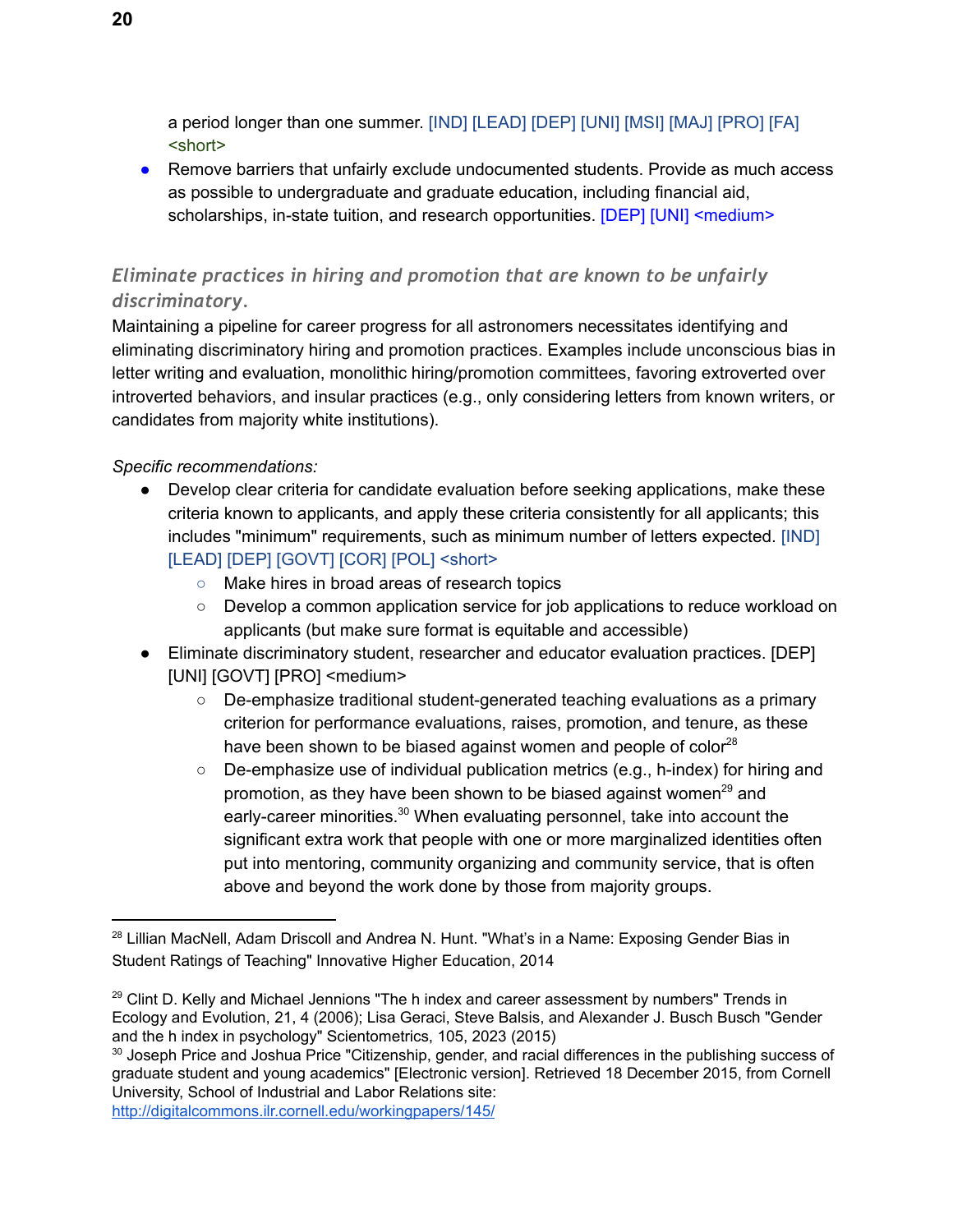a period longer than one summer. [IND] [LEAD] [DEP] [UNI] [MSI] [MAJ] [PRO] [FA] <short>

- Remove barriers that unfairly exclude undocumented students. Provide as much access as possible to undergraduate and graduate education, including financial aid, scholarships, in-state tuition, and research opportunities. [DEP] [UNI] <medium>

### *Eliminate practices in hiring and promotion that are known to be unfairly discriminatory.*

Maintaining a pipeline for career progress for all astronomers necessitates identifying and eliminating discriminatory hiring and promotion practices. Examples include unconscious bias in letter writing and evaluation, monolithic hiring/promotion committees, favoring extroverted over introverted behaviors, and insular practices (e.g., only considering letters from known writers, or candidates from majority white institutions).

*Specific recommendations:*

- Develop clear criteria for candidate evaluation before seeking applications, make these criteria known to applicants, and apply these criteria consistently for all applicants; this includes "minimum" requirements, such as minimum number of letters expected. [IND] [LEAD] [DEP] [GOVT] [COR] [POL] <short>
    - Make hires in broad areas of research topics
    - Develop a common application service for job applications to reduce workload on applicants (but make sure format is equitable and accessible)
- Eliminate discriminatory student, researcher and educator evaluation practices. [DEP] [UNI] [GOVT] [PRO] <medium>
    - De-emphasize traditional student-generated teaching evaluations as a primary criterion for performance evaluations, raises, promotion, and tenure, as these have been shown to be biased against women and people of color[28]
    - De-emphasize use of individual publication metrics (e.g., h-index) for hiring and promotion, as they have been shown to be biased against women[29] and early-career minorities.[30] When evaluating personnel, take into account the significant extra work that people with one or more marginalized identities often put into mentoring, community organizing and community service, that is often above and beyond the work done by those from majority groups.

---

[28] Lillian MacNell, Adam Driscoll and Andrea N. Hunt. "What's in a Name: Exposing Gender Bias in Student Ratings of Teaching" Innovative Higher Education, 2014

[29] Clint D. Kelly and Michael Jennions "The h index and career assessment by numbers" Trends in Ecology and Evolution, 21, 4 (2006); Lisa Geraci, Steve Balsis, and Alexander J. Busch Busch "Gender and the h index in psychology" Scientometrics, 105, 2023 (2015)

[30] Joseph Price and Joshua Price "Citizenship, gender, and racial differences in the publishing success of graduate student and young academics" [Electronic version]. Retrieved 18 December 2015, from Cornell University, School of Industrial and Labor Relations site: http://digitalcommons.ilr.cornell.edu/workingpapers/145/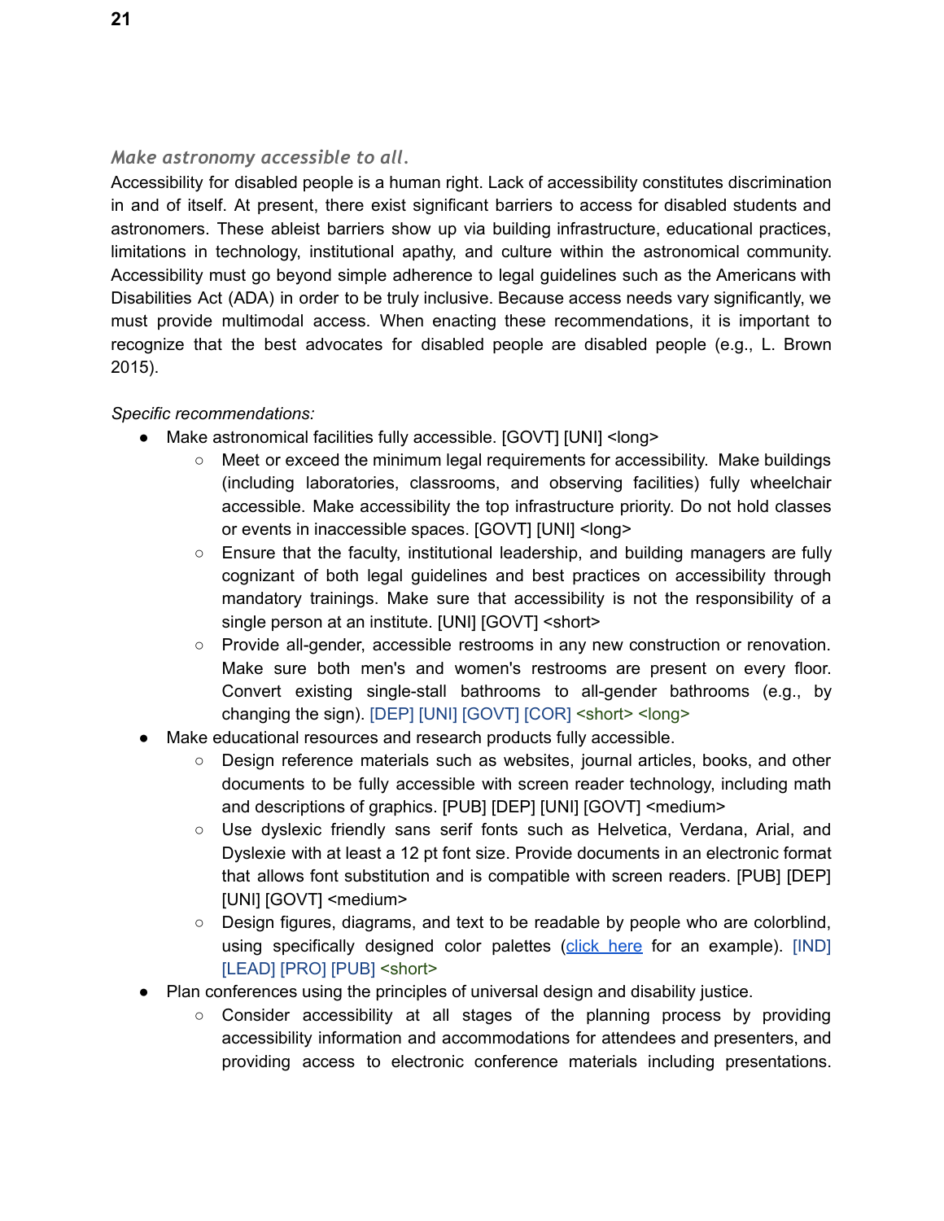### *Make astronomy accessible to all.*

Accessibility for disabled people is a human right. Lack of accessibility constitutes discrimination in and of itself. At present, there exist significant barriers to access for disabled students and astronomers. These ableist barriers show up via building infrastructure, educational practices, limitations in technology, institutional apathy, and culture within the astronomical community. Accessibility must go beyond simple adherence to legal guidelines such as the Americans with Disabilities Act (ADA) in order to be truly inclusive. Because access needs vary significantly, we must provide multimodal access. When enacting these recommendations, it is important to recognize that the best advocates for disabled people are disabled people (e.g., L. Brown 2015).

*Specific recommendations:*

- Make astronomical facilities fully accessible. [GOVT] [UNI] <long>
    - Meet or exceed the minimum legal requirements for accessibility. Make buildings (including laboratories, classrooms, and observing facilities) fully wheelchair accessible. Make accessibility the top infrastructure priority. Do not hold classes or events in inaccessible spaces. [GOVT] [UNI] <long>
    - Ensure that the faculty, institutional leadership, and building managers are fully cognizant of both legal guidelines and best practices on accessibility through mandatory trainings. Make sure that accessibility is not the responsibility of a single person at an institute. [UNI] [GOVT] <short>
    - Provide all-gender, accessible restrooms in any new construction or renovation. Make sure both men's and women's restrooms are present on every floor. Convert existing single-stall bathrooms to all-gender bathrooms (e.g., by changing the sign). [DEP] [UNI] [GOVT] [COR] <short> <long>
- Make educational resources and research products fully accessible.
    - Design reference materials such as websites, journal articles, books, and other documents to be fully accessible with screen reader technology, including math and descriptions of graphics. [PUB] [DEP] [UNI] [GOVT] <medium>
    - Use dyslexic friendly sans serif fonts such as Helvetica, Verdana, Arial, and Dyslexie with at least a 12 pt font size. Provide documents in an electronic format that allows font substitution and is compatible with screen readers. [PUB] [DEP] [UNI] [GOVT] <medium>
    - Design figures, diagrams, and text to be readable by people who are colorblind, using specifically designed color palettes (click here for an example). [IND] [LEAD] [PRO] [PUB] <short>
- Plan conferences using the principles of universal design and disability justice.
    - Consider accessibility at all stages of the planning process by providing accessibility information and accommodations for attendees and presenters, and providing access to electronic conference materials including presentations.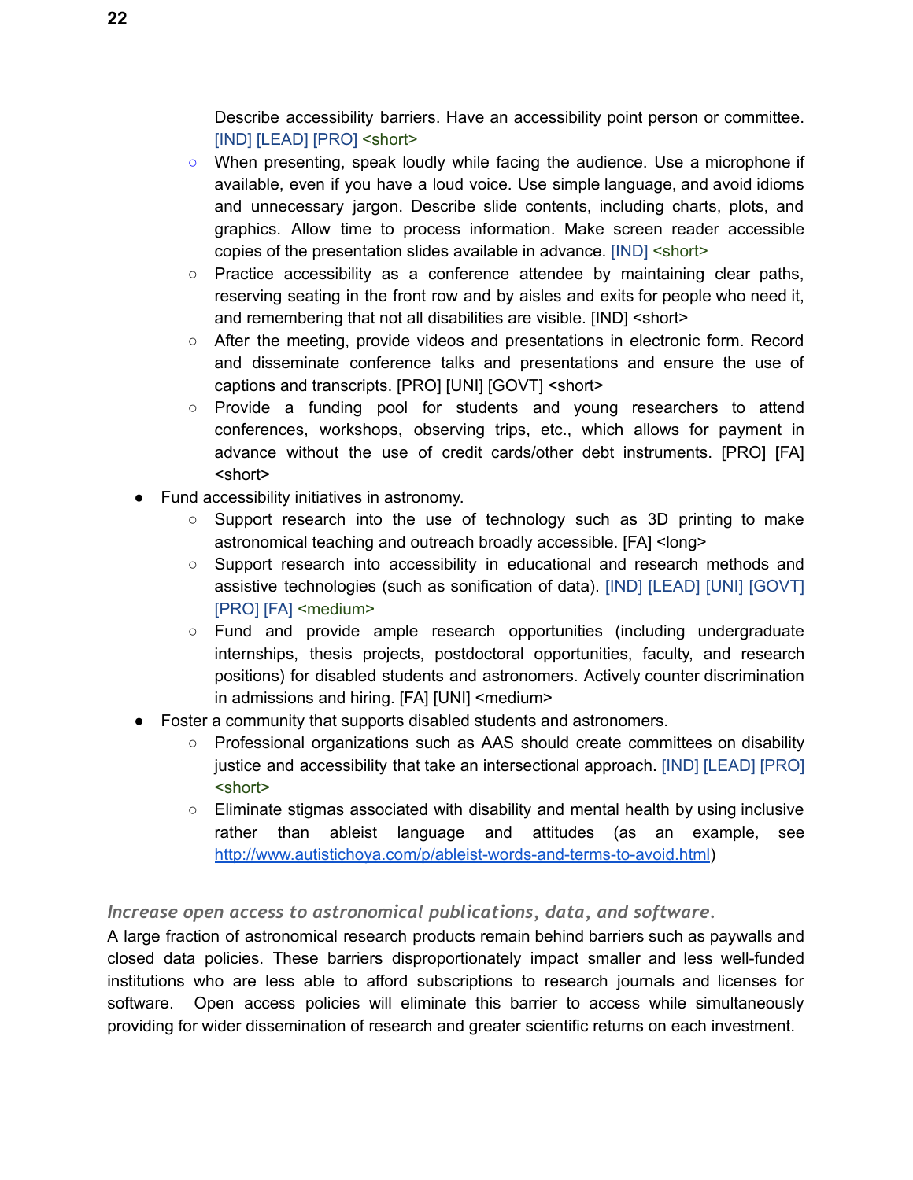- Describe accessibility barriers. Have an accessibility point person or committee. [IND] [LEAD] [PRO] <short>
    - When presenting, speak loudly while facing the audience. Use a microphone if available, even if you have a loud voice. Use simple language, and avoid idioms and unnecessary jargon. Describe slide contents, including charts, plots, and graphics. Allow time to process information. Make screen reader accessible copies of the presentation slides available in advance. [IND] <short>
    - Practice accessibility as a conference attendee by maintaining clear paths, reserving seating in the front row and by aisles and exits for people who need it, and remembering that not all disabilities are visible. [IND] <short>
    - After the meeting, provide videos and presentations in electronic form. Record and disseminate conference talks and presentations and ensure the use of captions and transcripts. [PRO] [UNI] [GOVT] <short>
    - Provide a funding pool for students and young researchers to attend conferences, workshops, observing trips, etc., which allows for payment in advance without the use of credit cards/other debt instruments. [PRO] [FA] <short>
- Fund accessibility initiatives in astronomy.
    - Support research into the use of technology such as 3D printing to make astronomical teaching and outreach broadly accessible. [FA] <long>
    - Support research into accessibility in educational and research methods and assistive technologies (such as sonification of data). [IND] [LEAD] [UNI] [GOVT] [PRO] [FA] <medium>
    - Fund and provide ample research opportunities (including undergraduate internships, thesis projects, postdoctoral opportunities, faculty, and research positions) for disabled students and astronomers. Actively counter discrimination in admissions and hiring. [FA] [UNI] <medium>
- Foster a community that supports disabled students and astronomers.
    - Professional organizations such as AAS should create committees on disability justice and accessibility that take an intersectional approach. [IND] [LEAD] [PRO] <short>
    - Eliminate stigmas associated with disability and mental health by using inclusive rather than ableist language and attitudes (as an example, see http://www.autistichoya.com/p/ableist-words-and-terms-to-avoid.html)

### *Increase open access to astronomical publications, data, and software.*

A large fraction of astronomical research products remain behind barriers such as paywalls and closed data policies. These barriers disproportionately impact smaller and less well-funded institutions who are less able to afford subscriptions to research journals and licenses for software. Open access policies will eliminate this barrier to access while simultaneously providing for wider dissemination of research and greater scientific returns on each investment.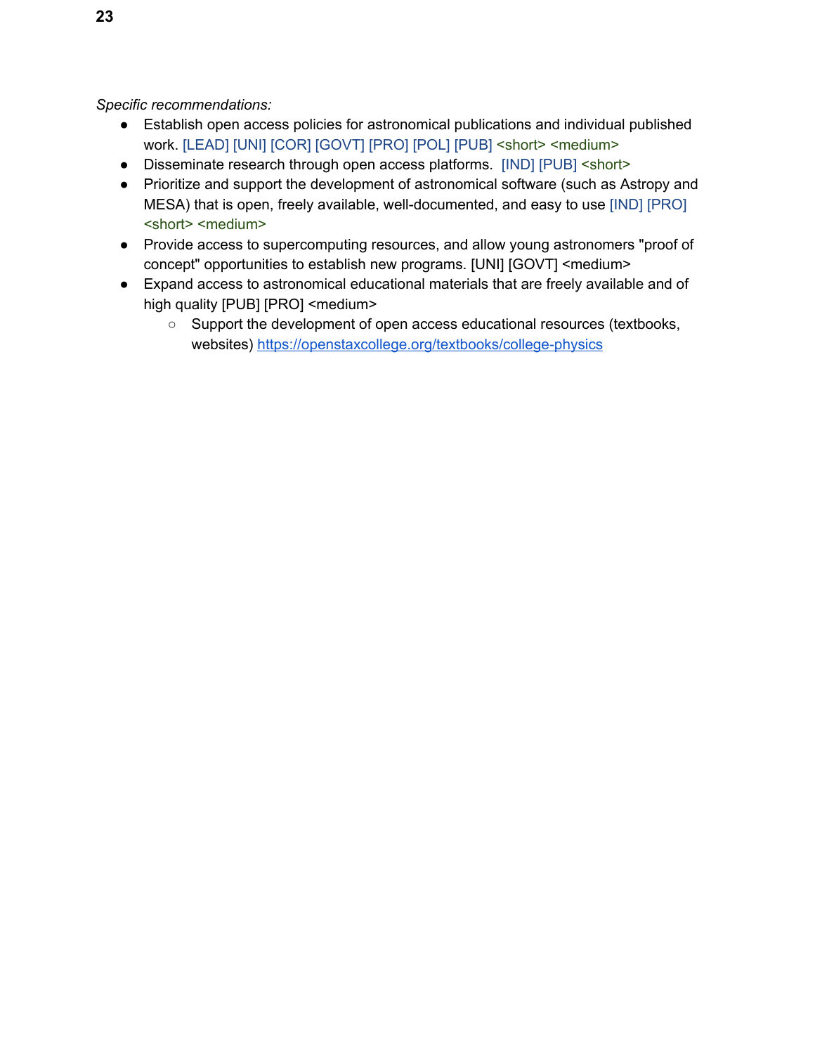*Specific recommendations:*

- Establish open access policies for astronomical publications and individual published work. [LEAD] [UNI] [COR] [GOVT] [PRO] [POL] [PUB] <short> <medium>
- Disseminate research through open access platforms. [IND] [PUB] <short>
- Prioritize and support the development of astronomical software (such as Astropy and MESA) that is open, freely available, well-documented, and easy to use [IND] [PRO] <short> <medium>
- Provide access to supercomputing resources, and allow young astronomers "proof of concept" opportunities to establish new programs. [UNI] [GOVT] <medium>
- Expand access to astronomical educational materials that are freely available and of high quality [PUB] [PRO] <medium>
    - Support the development of open access educational resources (textbooks, websites) https://openstaxcollege.org/textbooks/college-physics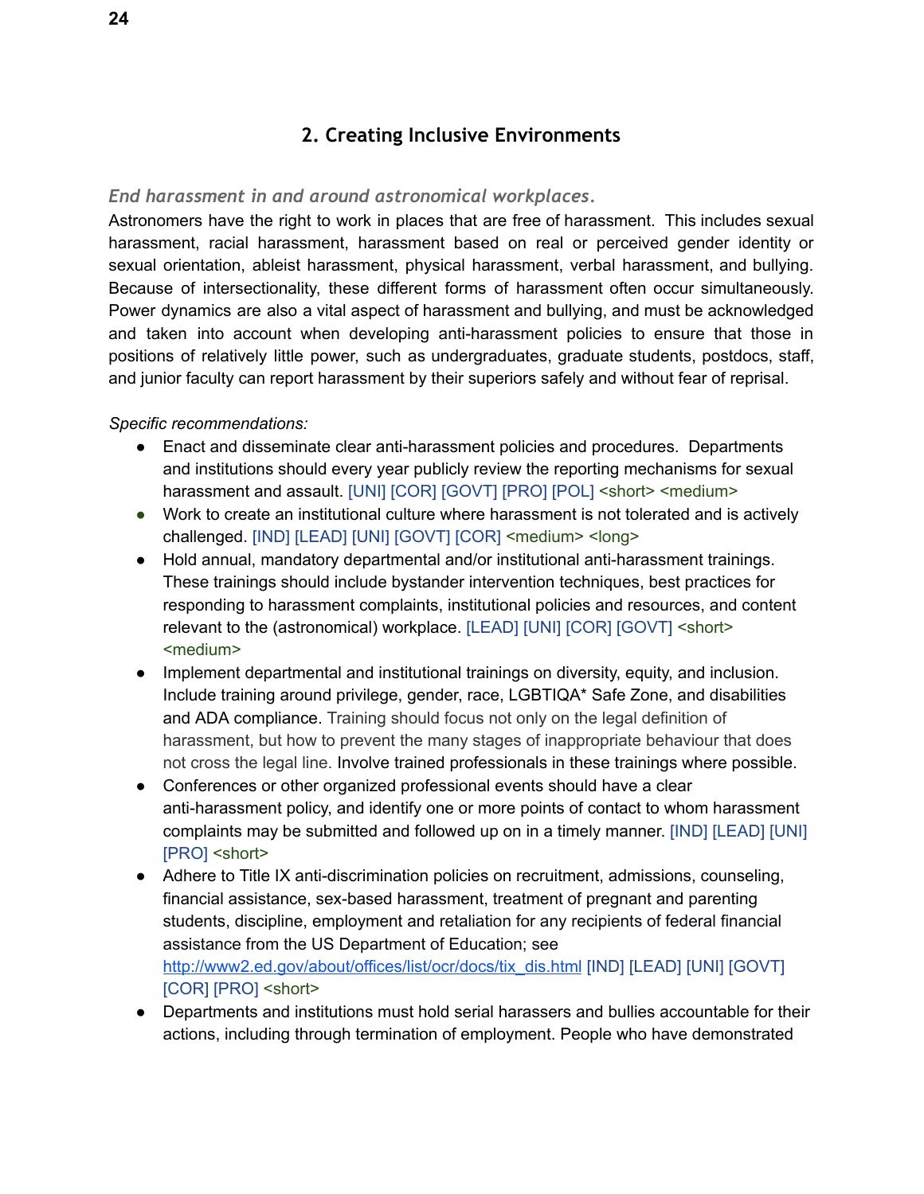## 2. Creating Inclusive Environments

### *End harassment in and around astronomical workplaces.*

Astronomers have the right to work in places that are free of harassment. This includes sexual harassment, racial harassment, harassment based on real or perceived gender identity or sexual orientation, ableist harassment, physical harassment, verbal harassment, and bullying. Because of intersectionality, these different forms of harassment often occur simultaneously. Power dynamics are also a vital aspect of harassment and bullying, and must be acknowledged and taken into account when developing anti-harassment policies to ensure that those in positions of relatively little power, such as undergraduates, graduate students, postdocs, staff, and junior faculty can report harassment by their superiors safely and without fear of reprisal.

*Specific recommendations:*

- Enact and disseminate clear anti-harassment policies and procedures. Departments and institutions should every year publicly review the reporting mechanisms for sexual harassment and assault. [UNI] [COR] [GOVT] [PRO] [POL] <short> <medium>
- Work to create an institutional culture where harassment is not tolerated and is actively challenged. [IND] [LEAD] [UNI] [GOVT] [COR] <medium> <long>
- Hold annual, mandatory departmental and/or institutional anti-harassment trainings. These trainings should include bystander intervention techniques, best practices for responding to harassment complaints, institutional policies and resources, and content relevant to the (astronomical) workplace. [LEAD] [UNI] [COR] [GOVT] <short> <medium>
- Implement departmental and institutional trainings on diversity, equity, and inclusion. Include training around privilege, gender, race, LGBTIQA* Safe Zone, and disabilities and ADA compliance. Training should focus not only on the legal definition of harassment, but how to prevent the many stages of inappropriate behaviour that does not cross the legal line. Involve trained professionals in these trainings where possible.
- Conferences or other organized professional events should have a clear anti-harassment policy, and identify one or more points of contact to whom harassment complaints may be submitted and followed up on in a timely manner. [IND] [LEAD] [UNI] [PRO] <short>
- Adhere to Title IX anti-discrimination policies on recruitment, admissions, counseling, financial assistance, sex-based harassment, treatment of pregnant and parenting students, discipline, employment and retaliation for any recipients of federal financial assistance from the US Department of Education; see http://www2.ed.gov/about/offices/list/ocr/docs/tix_dis.html [IND] [LEAD] [UNI] [GOVT] [COR] [PRO] <short>
- Departments and institutions must hold serial harassers and bullies accountable for their actions, including through termination of employment. People who have demonstrated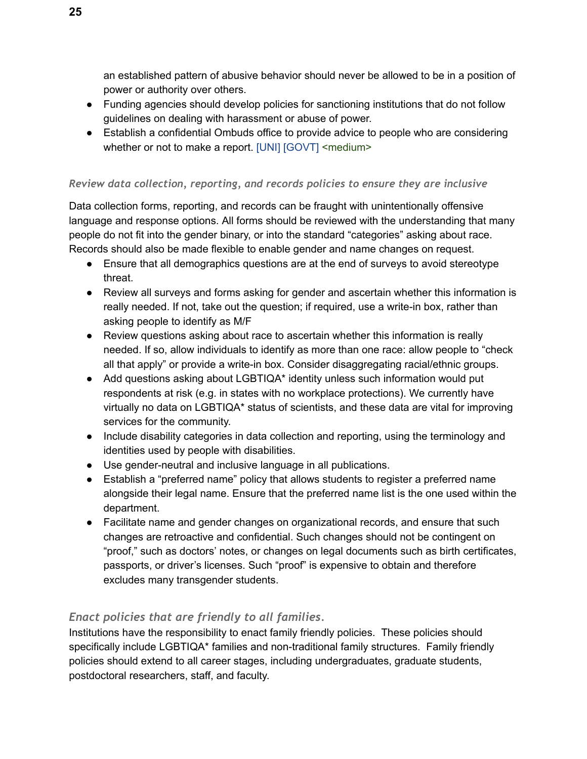an established pattern of abusive behavior should never be allowed to be in a position of power or authority over others.
- Funding agencies should develop policies for sanctioning institutions that do not follow guidelines on dealing with harassment or abuse of power.
- Establish a confidential Ombuds office to provide advice to people who are considering whether or not to make a report. [UNI] [GOVT] <medium>

### *Review data collection, reporting, and records policies to ensure they are inclusive*

Data collection forms, reporting, and records can be fraught with unintentionally offensive language and response options. All forms should be reviewed with the understanding that many people do not fit into the gender binary, or into the standard "categories" asking about race. Records should also be made flexible to enable gender and name changes on request.

- Ensure that all demographics questions are at the end of surveys to avoid stereotype threat.
- Review all surveys and forms asking for gender and ascertain whether this information is really needed. If not, take out the question; if required, use a write-in box, rather than asking people to identify as M/F
- Review questions asking about race to ascertain whether this information is really needed. If so, allow individuals to identify as more than one race: allow people to "check all that apply" or provide a write-in box. Consider disaggregating racial/ethnic groups.
- Add questions asking about LGBTIQA* identity unless such information would put respondents at risk (e.g. in states with no workplace protections). We currently have virtually no data on LGBTIQA* status of scientists, and these data are vital for improving services for the community.
- Include disability categories in data collection and reporting, using the terminology and identities used by people with disabilities.
- Use gender-neutral and inclusive language in all publications.
- Establish a "preferred name" policy that allows students to register a preferred name alongside their legal name. Ensure that the preferred name list is the one used within the department.
- Facilitate name and gender changes on organizational records, and ensure that such changes are retroactive and confidential. Such changes should not be contingent on "proof," such as doctors' notes, or changes on legal documents such as birth certificates, passports, or driver's licenses. Such "proof" is expensive to obtain and therefore excludes many transgender students.

### *Enact policies that are friendly to all families.*

Institutions have the responsibility to enact family friendly policies. These policies should specifically include LGBTIQA* families and non-traditional family structures. Family friendly policies should extend to all career stages, including undergraduates, graduate students, postdoctoral researchers, staff, and faculty.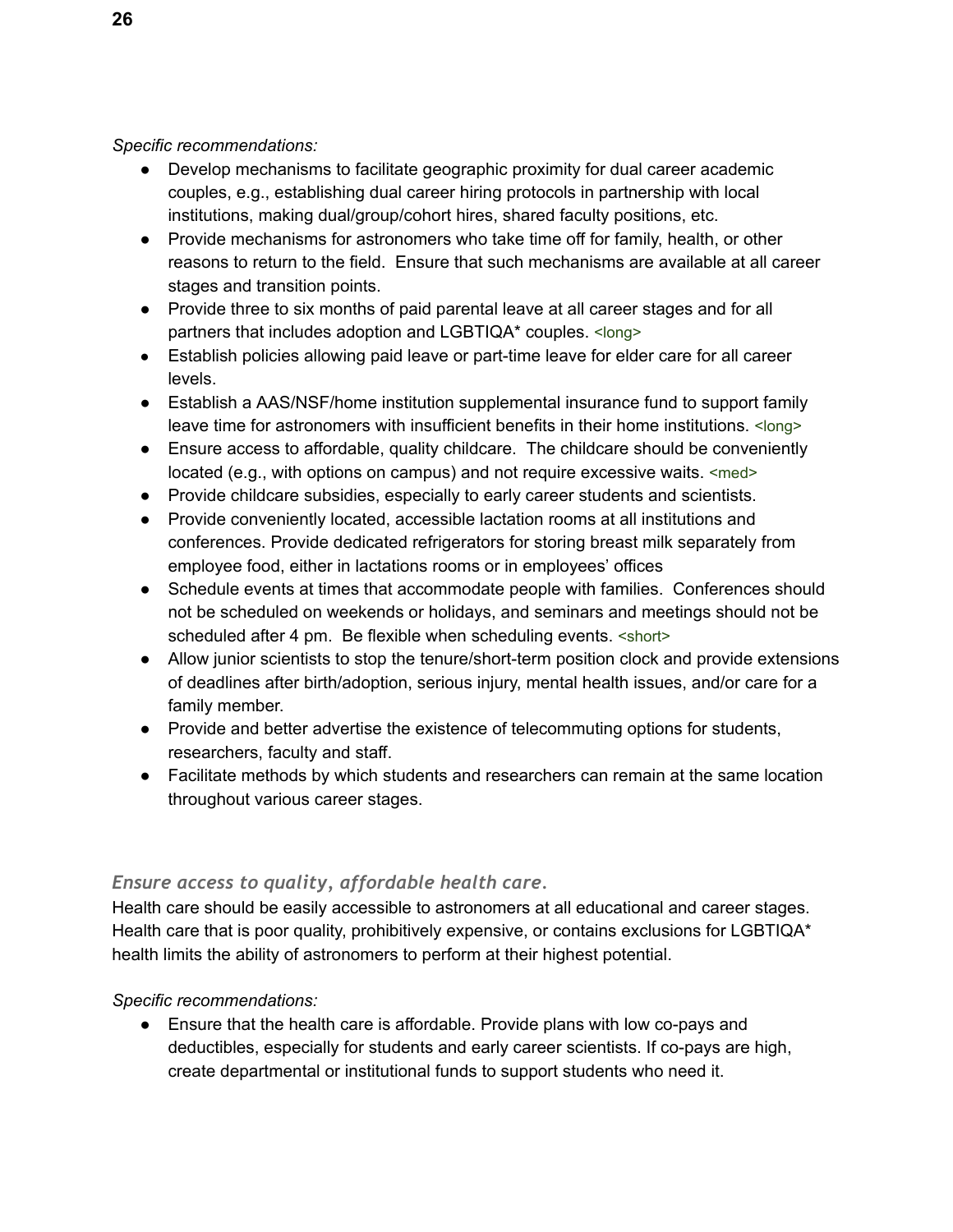*Specific recommendations:*

- Develop mechanisms to facilitate geographic proximity for dual career academic couples, e.g., establishing dual career hiring protocols in partnership with local institutions, making dual/group/cohort hires, shared faculty positions, etc.
- Provide mechanisms for astronomers who take time off for family, health, or other reasons to return to the field. Ensure that such mechanisms are available at all career stages and transition points.
- Provide three to six months of paid parental leave at all career stages and for all partners that includes adoption and LGBTIQA* couples. <long>
- Establish policies allowing paid leave or part-time leave for elder care for all career levels.
- Establish a AAS/NSF/home institution supplemental insurance fund to support family leave time for astronomers with insufficient benefits in their home institutions. <long>
- Ensure access to affordable, quality childcare. The childcare should be conveniently located (e.g., with options on campus) and not require excessive waits. <med>
- Provide childcare subsidies, especially to early career students and scientists.
- Provide conveniently located, accessible lactation rooms at all institutions and conferences. Provide dedicated refrigerators for storing breast milk separately from employee food, either in lactations rooms or in employees' offices
- Schedule events at times that accommodate people with families. Conferences should not be scheduled on weekends or holidays, and seminars and meetings should not be scheduled after 4 pm. Be flexible when scheduling events. <short>
- Allow junior scientists to stop the tenure/short-term position clock and provide extensions of deadlines after birth/adoption, serious injury, mental health issues, and/or care for a family member.
- Provide and better advertise the existence of telecommuting options for students, researchers, faculty and staff.
- Facilitate methods by which students and researchers can remain at the same location throughout various career stages.

### *Ensure access to quality, affordable health care.*

Health care should be easily accessible to astronomers at all educational and career stages. Health care that is poor quality, prohibitively expensive, or contains exclusions for LGBTIQA* health limits the ability of astronomers to perform at their highest potential.

*Specific recommendations:*

- Ensure that the health care is affordable. Provide plans with low co-pays and deductibles, especially for students and early career scientists. If co-pays are high, create departmental or institutional funds to support students who need it.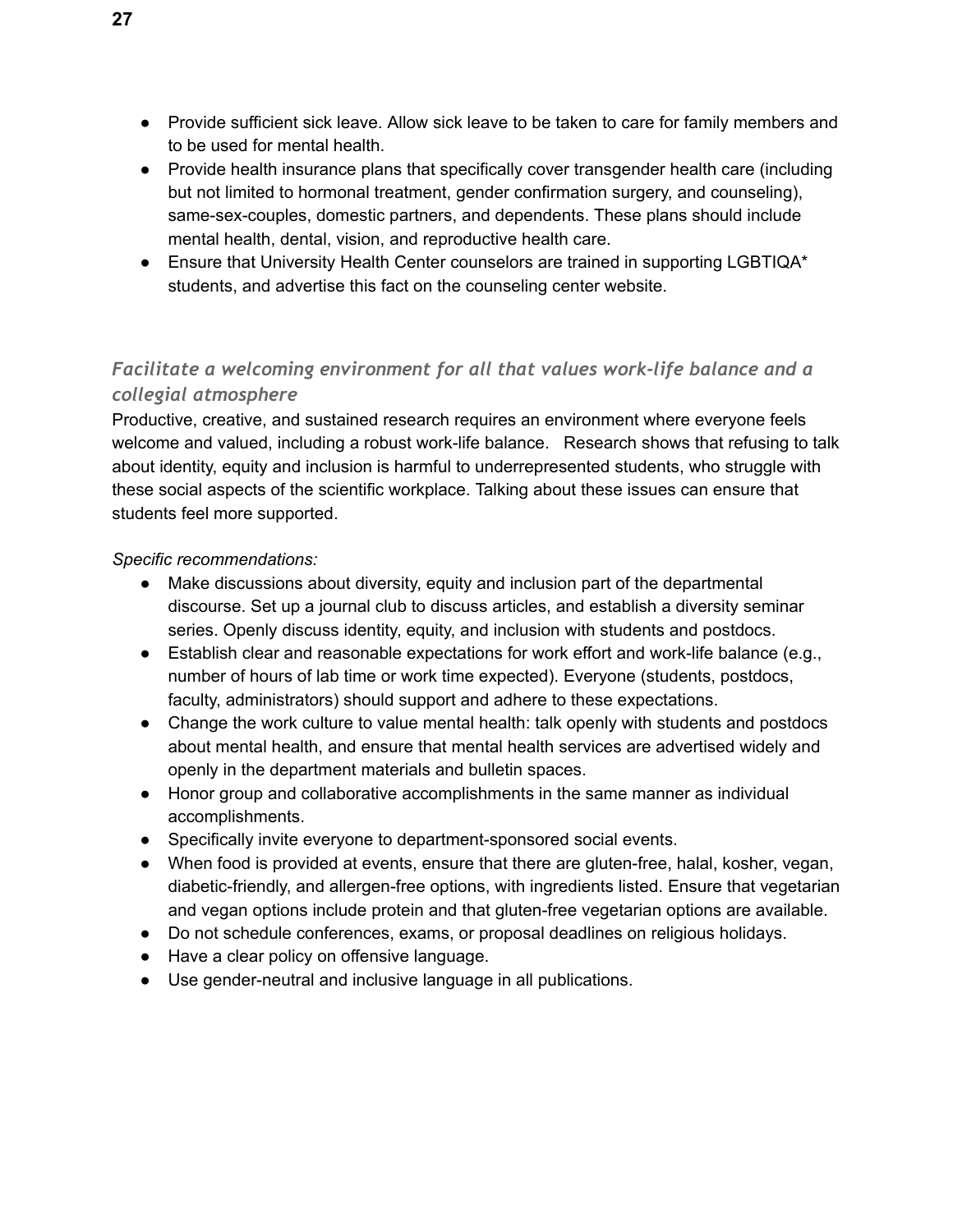- Provide sufficient sick leave. Allow sick leave to be taken to care for family members and to be used for mental health.
- Provide health insurance plans that specifically cover transgender health care (including but not limited to hormonal treatment, gender confirmation surgery, and counseling), same-sex-couples, domestic partners, and dependents. These plans should include mental health, dental, vision, and reproductive health care.
- Ensure that University Health Center counselors are trained in supporting LGBTIQA* students, and advertise this fact on the counseling center website.

### *Facilitate a welcoming environment for all that values work-life balance and a collegial atmosphere*

Productive, creative, and sustained research requires an environment where everyone feels welcome and valued, including a robust work-life balance. Research shows that refusing to talk about identity, equity and inclusion is harmful to underrepresented students, who struggle with these social aspects of the scientific workplace. Talking about these issues can ensure that students feel more supported.

*Specific recommendations:*

- Make discussions about diversity, equity and inclusion part of the departmental discourse. Set up a journal club to discuss articles, and establish a diversity seminar series. Openly discuss identity, equity, and inclusion with students and postdocs.
- Establish clear and reasonable expectations for work effort and work-life balance (e.g., number of hours of lab time or work time expected). Everyone (students, postdocs, faculty, administrators) should support and adhere to these expectations.
- Change the work culture to value mental health: talk openly with students and postdocs about mental health, and ensure that mental health services are advertised widely and openly in the department materials and bulletin spaces.
- Honor group and collaborative accomplishments in the same manner as individual accomplishments.
- Specifically invite everyone to department-sponsored social events.
- When food is provided at events, ensure that there are gluten-free, halal, kosher, vegan, diabetic-friendly, and allergen-free options, with ingredients listed. Ensure that vegetarian and vegan options include protein and that gluten-free vegetarian options are available.
- Do not schedule conferences, exams, or proposal deadlines on religious holidays.
- Have a clear policy on offensive language.
- Use gender-neutral and inclusive language in all publications.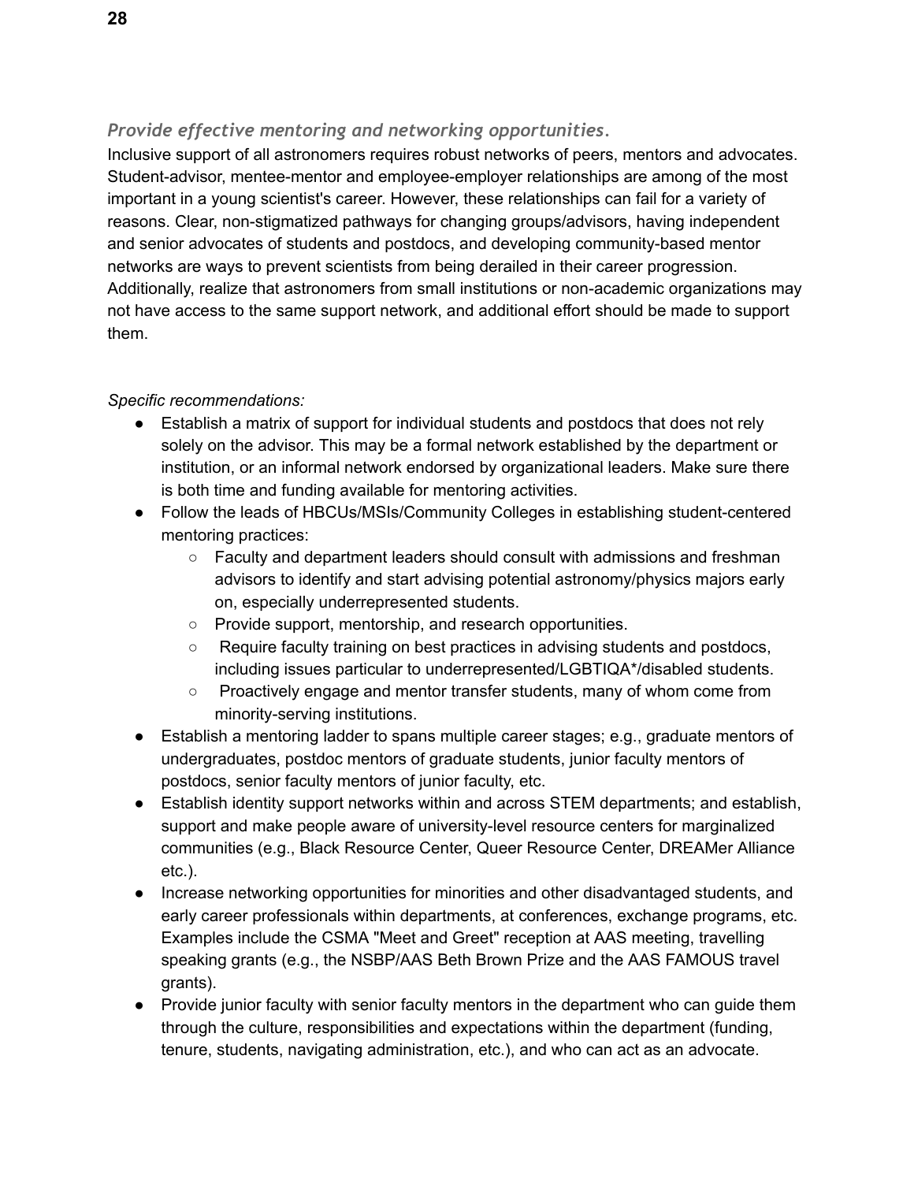### *Provide effective mentoring and networking opportunities.*

Inclusive support of all astronomers requires robust networks of peers, mentors and advocates. Student-advisor, mentee-mentor and employee-employer relationships are among of the most important in a young scientist's career. However, these relationships can fail for a variety of reasons. Clear, non-stigmatized pathways for changing groups/advisors, having independent and senior advocates of students and postdocs, and developing community-based mentor networks are ways to prevent scientists from being derailed in their career progression. Additionally, realize that astronomers from small institutions or non-academic organizations may not have access to the same support network, and additional effort should be made to support them.

*Specific recommendations:*

- Establish a matrix of support for individual students and postdocs that does not rely solely on the advisor. This may be a formal network established by the department or institution, or an informal network endorsed by organizational leaders. Make sure there is both time and funding available for mentoring activities.
- Follow the leads of HBCUs/MSIs/Community Colleges in establishing student-centered mentoring practices:
    - Faculty and department leaders should consult with admissions and freshman advisors to identify and start advising potential astronomy/physics majors early on, especially underrepresented students.
    - Provide support, mentorship, and research opportunities.
    - Require faculty training on best practices in advising students and postdocs, including issues particular to underrepresented/LGBTIQA*/disabled students.
    - Proactively engage and mentor transfer students, many of whom come from minority-serving institutions.
- Establish a mentoring ladder to spans multiple career stages; e.g., graduate mentors of undergraduates, postdoc mentors of graduate students, junior faculty mentors of postdocs, senior faculty mentors of junior faculty, etc.
- Establish identity support networks within and across STEM departments; and establish, support and make people aware of university-level resource centers for marginalized communities (e.g., Black Resource Center, Queer Resource Center, DREAMer Alliance etc.).
- Increase networking opportunities for minorities and other disadvantaged students, and early career professionals within departments, at conferences, exchange programs, etc. Examples include the CSMA "Meet and Greet" reception at AAS meeting, travelling speaking grants (e.g., the NSBP/AAS Beth Brown Prize and the AAS FAMOUS travel grants).
- Provide junior faculty with senior faculty mentors in the department who can guide them through the culture, responsibilities and expectations within the department (funding, tenure, students, navigating administration, etc.), and who can act as an advocate.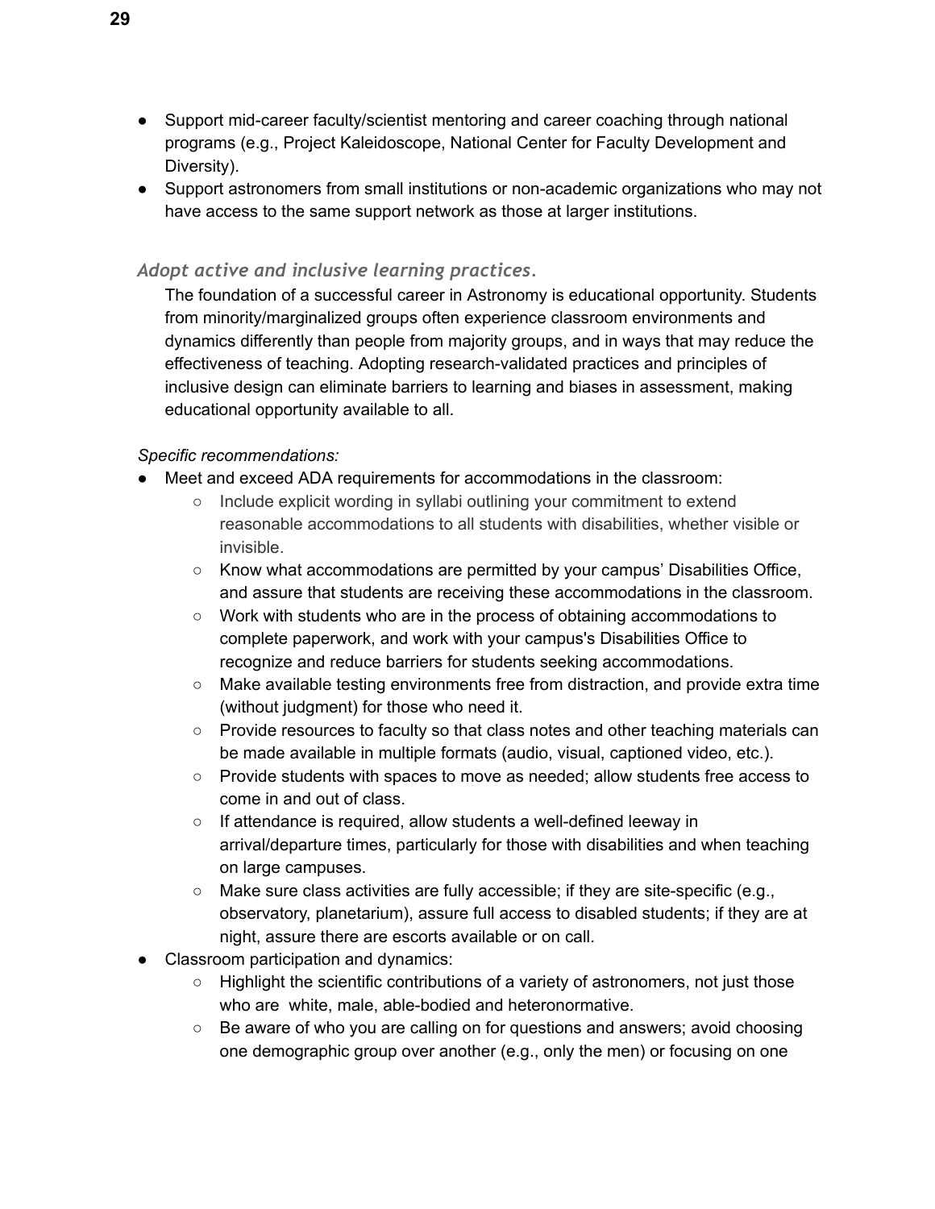- Support mid-career faculty/scientist mentoring and career coaching through national programs (e.g., Project Kaleidoscope, National Center for Faculty Development and Diversity).
- Support astronomers from small institutions or non-academic organizations who may not have access to the same support network as those at larger institutions.

### *Adopt active and inclusive learning practices.*

The foundation of a successful career in Astronomy is educational opportunity. Students from minority/marginalized groups often experience classroom environments and dynamics differently than people from majority groups, and in ways that may reduce the effectiveness of teaching. Adopting research-validated practices and principles of inclusive design can eliminate barriers to learning and biases in assessment, making educational opportunity available to all.

*Specific recommendations:*

- Meet and exceed ADA requirements for accommodations in the classroom:
    - Include explicit wording in syllabi outlining your commitment to extend reasonable accommodations to all students with disabilities, whether visible or invisible.
    - Know what accommodations are permitted by your campus' Disabilities Office, and assure that students are receiving these accommodations in the classroom.
    - Work with students who are in the process of obtaining accommodations to complete paperwork, and work with your campus's Disabilities Office to recognize and reduce barriers for students seeking accommodations.
    - Make available testing environments free from distraction, and provide extra time (without judgment) for those who need it.
    - Provide resources to faculty so that class notes and other teaching materials can be made available in multiple formats (audio, visual, captioned video, etc.).
    - Provide students with spaces to move as needed; allow students free access to come in and out of class.
    - If attendance is required, allow students a well-defined leeway in arrival/departure times, particularly for those with disabilities and when teaching on large campuses.
    - Make sure class activities are fully accessible; if they are site-specific (e.g., observatory, planetarium), assure full access to disabled students; if they are at night, assure there are escorts available or on call.
- Classroom participation and dynamics:
    - Highlight the scientific contributions of a variety of astronomers, not just those who are white, male, able-bodied and heteronormative.
    - Be aware of who you are calling on for questions and answers; avoid choosing one demographic group over another (e.g., only the men) or focusing on one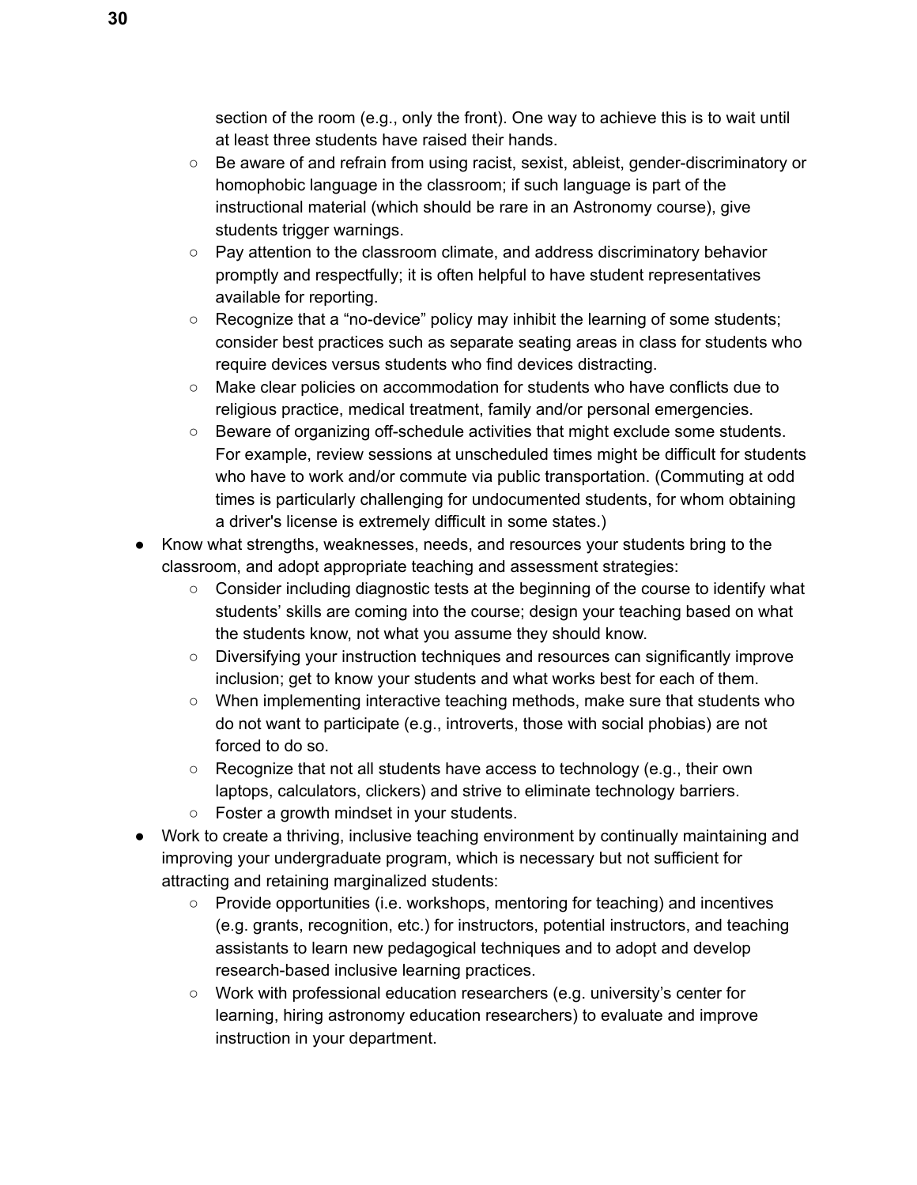- section of the room (e.g., only the front). One way to achieve this is to wait until at least three students have raised their hands.
    - Be aware of and refrain from using racist, sexist, ableist, gender-discriminatory or homophobic language in the classroom; if such language is part of the instructional material (which should be rare in an Astronomy course), give students trigger warnings.
    - Pay attention to the classroom climate, and address discriminatory behavior promptly and respectfully; it is often helpful to have student representatives available for reporting.
    - Recognize that a "no-device" policy may inhibit the learning of some students; consider best practices such as separate seating areas in class for students who require devices versus students who find devices distracting.
    - Make clear policies on accommodation for students who have conflicts due to religious practice, medical treatment, family and/or personal emergencies.
    - Beware of organizing off-schedule activities that might exclude some students. For example, review sessions at unscheduled times might be difficult for students who have to work and/or commute via public transportation. (Commuting at odd times is particularly challenging for undocumented students, for whom obtaining a driver's license is extremely difficult in some states.)
- Know what strengths, weaknesses, needs, and resources your students bring to the classroom, and adopt appropriate teaching and assessment strategies:
    - Consider including diagnostic tests at the beginning of the course to identify what students' skills are coming into the course; design your teaching based on what the students know, not what you assume they should know.
    - Diversifying your instruction techniques and resources can significantly improve inclusion; get to know your students and what works best for each of them.
    - When implementing interactive teaching methods, make sure that students who do not want to participate (e.g., introverts, those with social phobias) are not forced to do so.
    - Recognize that not all students have access to technology (e.g., their own laptops, calculators, clickers) and strive to eliminate technology barriers.
    - Foster a growth mindset in your students.
- Work to create a thriving, inclusive teaching environment by continually maintaining and improving your undergraduate program, which is necessary but not sufficient for attracting and retaining marginalized students:
    - Provide opportunities (i.e. workshops, mentoring for teaching) and incentives (e.g. grants, recognition, etc.) for instructors, potential instructors, and teaching assistants to learn new pedagogical techniques and to adopt and develop research-based inclusive learning practices.
    - Work with professional education researchers (e.g. university's center for learning, hiring astronomy education researchers) to evaluate and improve instruction in your department.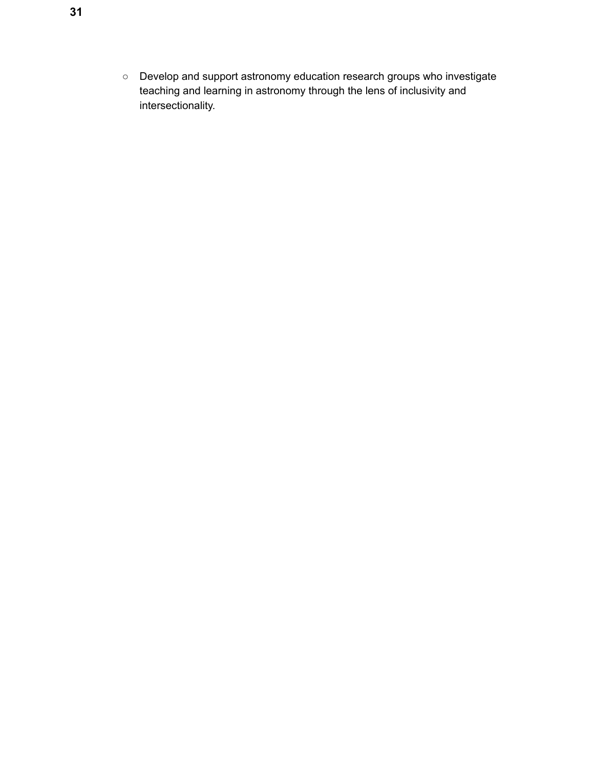- Develop and support astronomy education research groups who investigate teaching and learning in astronomy through the lens of inclusivity and intersectionality.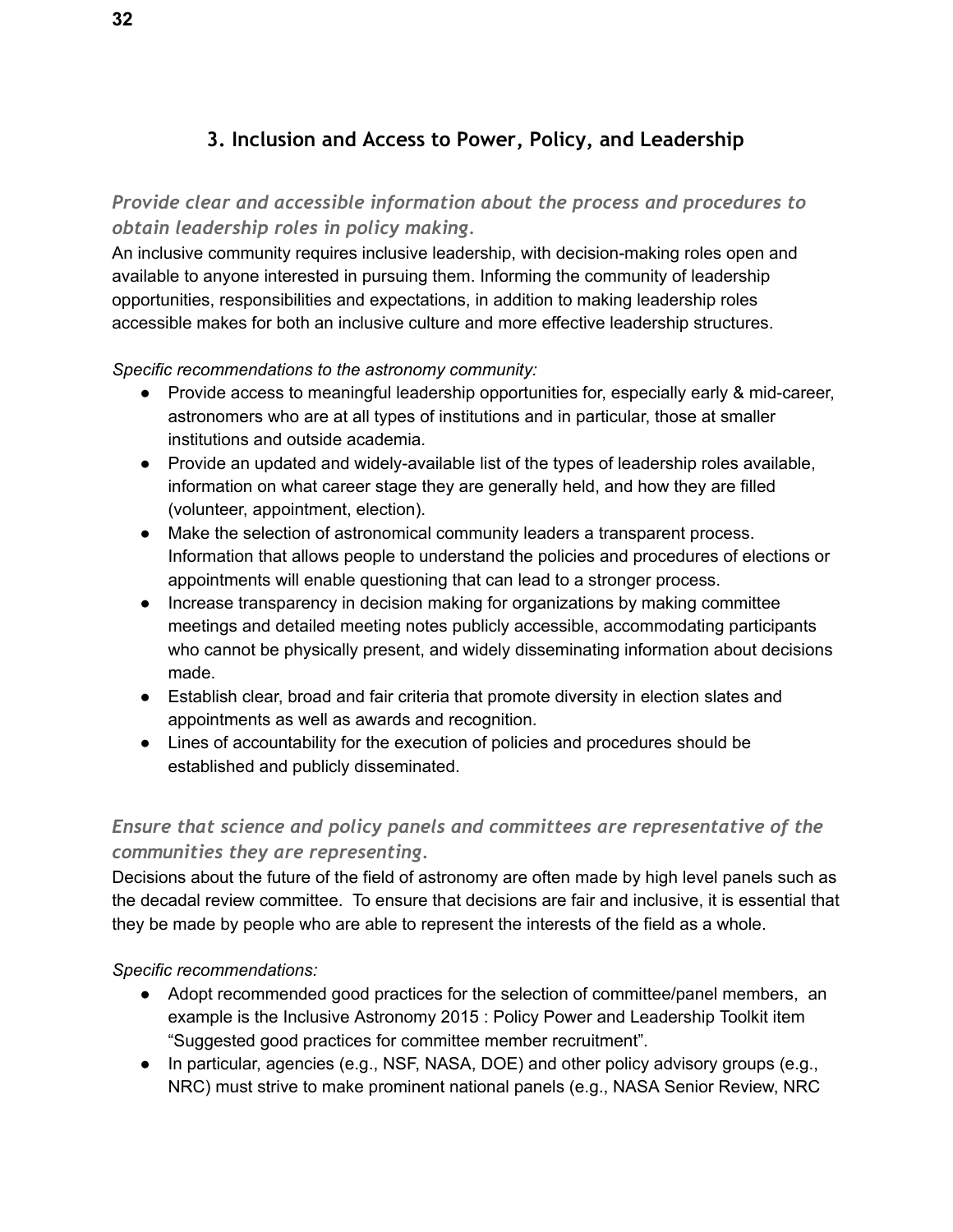## 3. Inclusion and Access to Power, Policy, and Leadership

### *Provide clear and accessible information about the process and procedures to obtain leadership roles in policy making.*

An inclusive community requires inclusive leadership, with decision-making roles open and available to anyone interested in pursuing them. Informing the community of leadership opportunities, responsibilities and expectations, in addition to making leadership roles accessible makes for both an inclusive culture and more effective leadership structures.

*Specific recommendations to the astronomy community:*

- Provide access to meaningful leadership opportunities for, especially early & mid-career, astronomers who are at all types of institutions and in particular, those at smaller institutions and outside academia.
- Provide an updated and widely-available list of the types of leadership roles available, information on what career stage they are generally held, and how they are filled (volunteer, appointment, election).
- Make the selection of astronomical community leaders a transparent process. Information that allows people to understand the policies and procedures of elections or appointments will enable questioning that can lead to a stronger process.
- Increase transparency in decision making for organizations by making committee meetings and detailed meeting notes publicly accessible, accommodating participants who cannot be physically present, and widely disseminating information about decisions made.
- Establish clear, broad and fair criteria that promote diversity in election slates and appointments as well as awards and recognition.
- Lines of accountability for the execution of policies and procedures should be established and publicly disseminated.

### *Ensure that science and policy panels and committees are representative of the communities they are representing.*

Decisions about the future of the field of astronomy are often made by high level panels such as the decadal review committee. To ensure that decisions are fair and inclusive, it is essential that they be made by people who are able to represent the interests of the field as a whole.

*Specific recommendations:*

- Adopt recommended good practices for the selection of committee/panel members, an example is the Inclusive Astronomy 2015 : Policy Power and Leadership Toolkit item "Suggested good practices for committee member recruitment".
- In particular, agencies (e.g., NSF, NASA, DOE) and other policy advisory groups (e.g., NRC) must strive to make prominent national panels (e.g., NASA Senior Review, NRC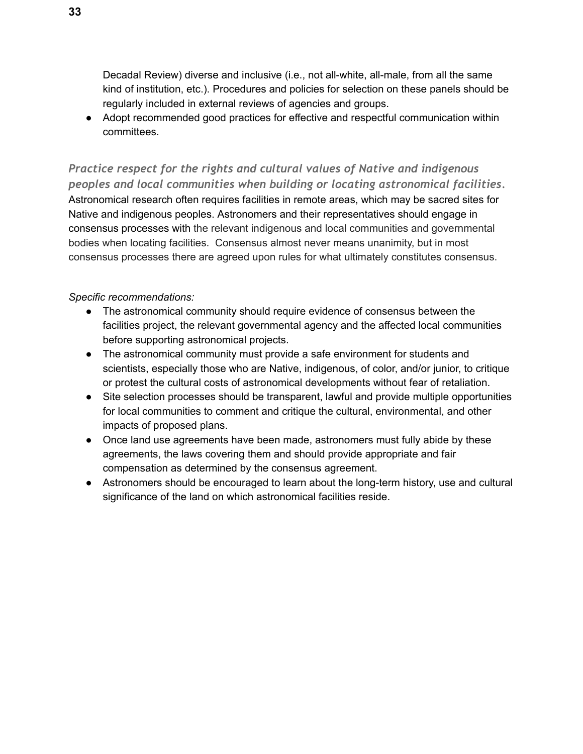Decadal Review) diverse and inclusive (i.e., not all-white, all-male, from all the same kind of institution, etc.). Procedures and policies for selection on these panels should be regularly included in external reviews of agencies and groups.
- Adopt recommended good practices for effective and respectful communication within committees.

### *Practice respect for the rights and cultural values of Native and indigenous peoples and local communities when building or locating astronomical facilities.*

Astronomical research often requires facilities in remote areas, which may be sacred sites for Native and indigenous peoples. Astronomers and their representatives should engage in consensus processes with the relevant indigenous and local communities and governmental bodies when locating facilities. Consensus almost never means unanimity, but in most consensus processes there are agreed upon rules for what ultimately constitutes consensus.

*Specific recommendations:*

- The astronomical community should require evidence of consensus between the facilities project, the relevant governmental agency and the affected local communities before supporting astronomical projects.
- The astronomical community must provide a safe environment for students and scientists, especially those who are Native, indigenous, of color, and/or junior, to critique or protest the cultural costs of astronomical developments without fear of retaliation.
- Site selection processes should be transparent, lawful and provide multiple opportunities for local communities to comment and critique the cultural, environmental, and other impacts of proposed plans.
- Once land use agreements have been made, astronomers must fully abide by these agreements, the laws covering them and should provide appropriate and fair compensation as determined by the consensus agreement.
- Astronomers should be encouraged to learn about the long-term history, use and cultural significance of the land on which astronomical facilities reside.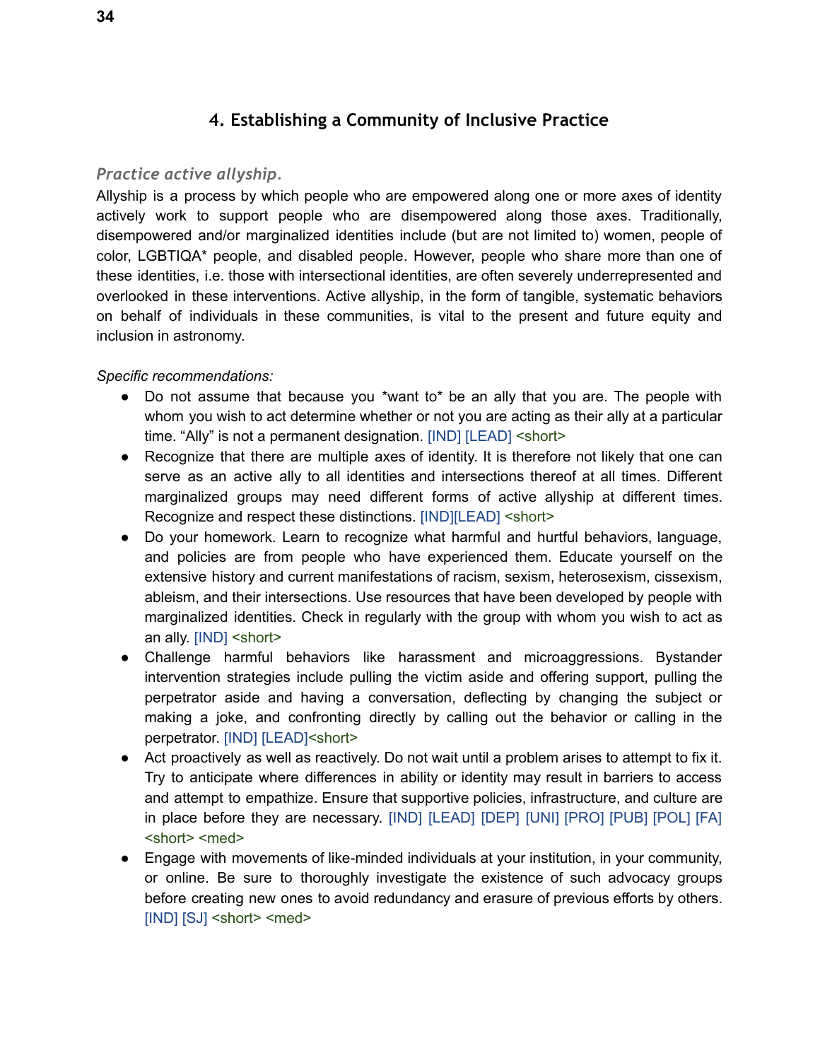## 4. Establishing a Community of Inclusive Practice

### *Practice active allyship.*

Allyship is a process by which people who are empowered along one or more axes of identity actively work to support people who are disempowered along those axes. Traditionally, disempowered and/or marginalized identities include (but are not limited to) women, people of color, LGBTIQA* people, and disabled people. However, people who share more than one of these identities, i.e. those with intersectional identities, are often severely underrepresented and overlooked in these interventions. Active allyship, in the form of tangible, systematic behaviors on behalf of individuals in these communities, is vital to the present and future equity and inclusion in astronomy.

*Specific recommendations:*

- Do not assume that because you *want to* be an ally that you are. The people with whom you wish to act determine whether or not you are acting as their ally at a particular time. “Ally” is not a permanent designation. [IND] [LEAD] <short>
- Recognize that there are multiple axes of identity. It is therefore not likely that one can serve as an active ally to all identities and intersections thereof at all times. Different marginalized groups may need different forms of active allyship at different times. Recognize and respect these distinctions. [IND][LEAD] <short>
- Do your homework. Learn to recognize what harmful and hurtful behaviors, language, and policies are from people who have experienced them. Educate yourself on the extensive history and current manifestations of racism, sexism, heterosexism, cissexism, ableism, and their intersections. Use resources that have been developed by people with marginalized identities. Check in regularly with the group with whom you wish to act as an ally. [IND] <short>
- Challenge harmful behaviors like harassment and microaggressions. Bystander intervention strategies include pulling the victim aside and offering support, pulling the perpetrator aside and having a conversation, deflecting by changing the subject or making a joke, and confronting directly by calling out the behavior or calling in the perpetrator. [IND] [LEAD]<short>
- Act proactively as well as reactively. Do not wait until a problem arises to attempt to fix it. Try to anticipate where differences in ability or identity may result in barriers to access and attempt to empathize. Ensure that supportive policies, infrastructure, and culture are in place before they are necessary. [IND] [LEAD] [DEP] [UNI] [PRO] [PUB] [POL] [FA] <short> <med>
- Engage with movements of like-minded individuals at your institution, in your community, or online. Be sure to thoroughly investigate the existence of such advocacy groups before creating new ones to avoid redundancy and erasure of previous efforts by others. [IND] [SJ] <short> <med>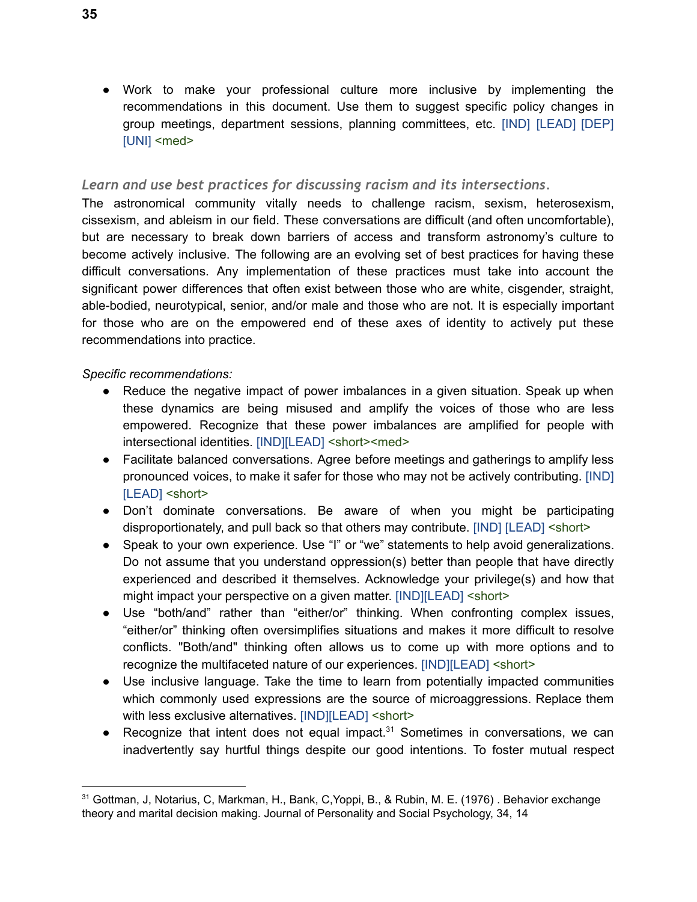- Work to make your professional culture more inclusive by implementing the recommendations in this document. Use them to suggest specific policy changes in group meetings, department sessions, planning committees, etc. [IND] [LEAD] [DEP] [UNI] <med>

### *Learn and use best practices for discussing racism and its intersections.*

The astronomical community vitally needs to challenge racism, sexism, heterosexism, cissexism, and ableism in our field. These conversations are difficult (and often uncomfortable), but are necessary to break down barriers of access and transform astronomy's culture to become actively inclusive. The following are an evolving set of best practices for having these difficult conversations. Any implementation of these practices must take into account the significant power differences that often exist between those who are white, cisgender, straight, able-bodied, neurotypical, senior, and/or male and those who are not. It is especially important for those who are on the empowered end of these axes of identity to actively put these recommendations into practice.

*Specific recommendations:*

- Reduce the negative impact of power imbalances in a given situation. Speak up when these dynamics are being misused and amplify the voices of those who are less empowered. Recognize that these power imbalances are amplified for people with intersectional identities. [IND][LEAD] <short><med>
- Facilitate balanced conversations. Agree before meetings and gatherings to amplify less pronounced voices, to make it safer for those who may not be actively contributing. [IND] [LEAD] <short>
- Don't dominate conversations. Be aware of when you might be participating disproportionately, and pull back so that others may contribute. [IND] [LEAD] <short>
- Speak to your own experience. Use "I" or "we" statements to help avoid generalizations. Do not assume that you understand oppression(s) better than people that have directly experienced and described it themselves. Acknowledge your privilege(s) and how that might impact your perspective on a given matter. [IND][LEAD] <short>
- Use "both/and" rather than "either/or" thinking. When confronting complex issues, "either/or" thinking often oversimplifies situations and makes it more difficult to resolve conflicts. "Both/and" thinking often allows us to come up with more options and to recognize the multifaceted nature of our experiences. [IND][LEAD] <short>
- Use inclusive language. Take the time to learn from potentially impacted communities which commonly used expressions are the source of microaggressions. Replace them with less exclusive alternatives. [IND][LEAD] <short>
- Recognize that intent does not equal impact.[31] Sometimes in conversations, we can inadvertently say hurtful things despite our good intentions. To foster mutual respect

---

[31] Gottman, J, Notarius, C, Markman, H., Bank, C,Yoppi, B., & Rubin, M. E. (1976) . Behavior exchange theory and marital decision making. Journal of Personality and Social Psychology, 34, 14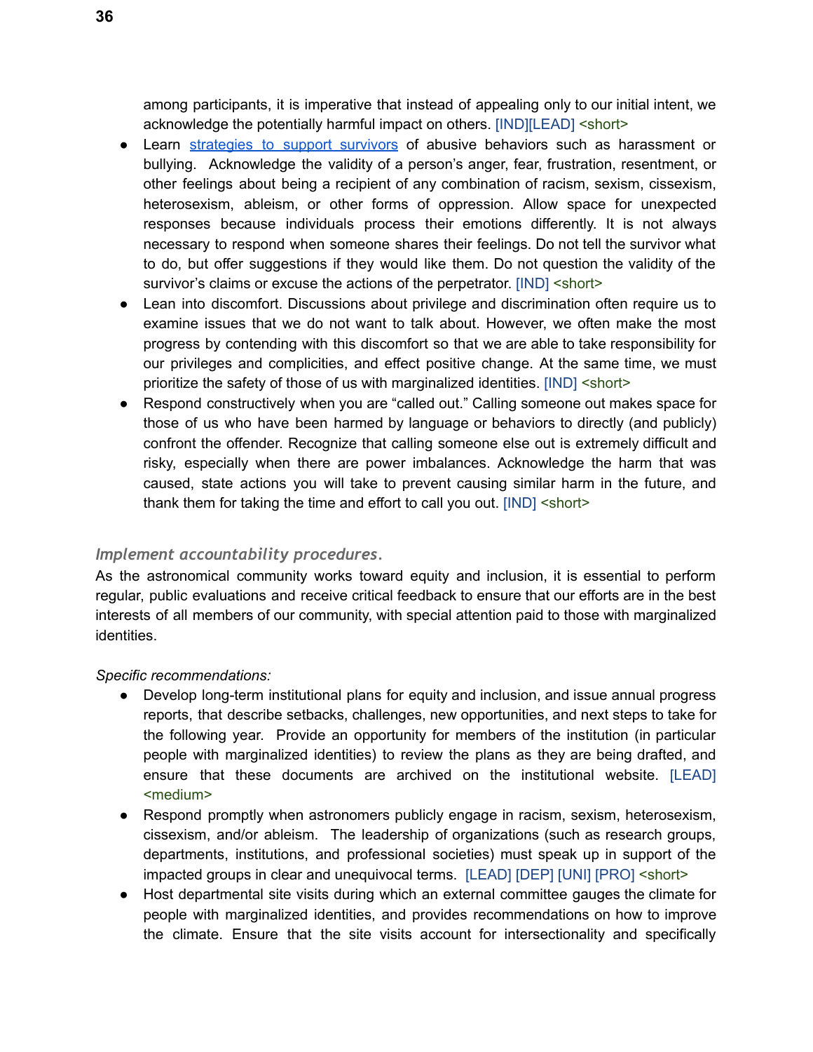among participants, it is imperative that instead of appealing only to our initial intent, we acknowledge the potentially harmful impact on others. [IND][LEAD] <short>

- Learn strategies to support survivors of abusive behaviors such as harassment or bullying. Acknowledge the validity of a person's anger, fear, frustration, resentment, or other feelings about being a recipient of any combination of racism, sexism, cissexism, heterosexism, ableism, or other forms of oppression. Allow space for unexpected responses because individuals process their emotions differently. It is not always necessary to respond when someone shares their feelings. Do not tell the survivor what to do, but offer suggestions if they would like them. Do not question the validity of the survivor's claims or excuse the actions of the perpetrator. [IND] <short>
- Lean into discomfort. Discussions about privilege and discrimination often require us to examine issues that we do not want to talk about. However, we often make the most progress by contending with this discomfort so that we are able to take responsibility for our privileges and complicities, and effect positive change. At the same time, we must prioritize the safety of those of us with marginalized identities. [IND] <short>
- Respond constructively when you are "called out." Calling someone out makes space for those of us who have been harmed by language or behaviors to directly (and publicly) confront the offender. Recognize that calling someone else out is extremely difficult and risky, especially when there are power imbalances. Acknowledge the harm that was caused, state actions you will take to prevent causing similar harm in the future, and thank them for taking the time and effort to call you out. [IND] <short>

### *Implement accountability procedures.*

As the astronomical community works toward equity and inclusion, it is essential to perform regular, public evaluations and receive critical feedback to ensure that our efforts are in the best interests of all members of our community, with special attention paid to those with marginalized identities.

*Specific recommendations:*

- Develop long-term institutional plans for equity and inclusion, and issue annual progress reports, that describe setbacks, challenges, new opportunities, and next steps to take for the following year. Provide an opportunity for members of the institution (in particular people with marginalized identities) to review the plans as they are being drafted, and ensure that these documents are archived on the institutional website. [LEAD] <medium>
- Respond promptly when astronomers publicly engage in racism, sexism, heterosexism, cissexism, and/or ableism. The leadership of organizations (such as research groups, departments, institutions, and professional societies) must speak up in support of the impacted groups in clear and unequivocal terms. [LEAD] [DEP] [UNI] [PRO] <short>
- Host departmental site visits during which an external committee gauges the climate for people with marginalized identities, and provides recommendations on how to improve the climate. Ensure that the site visits account for intersectionality and specifically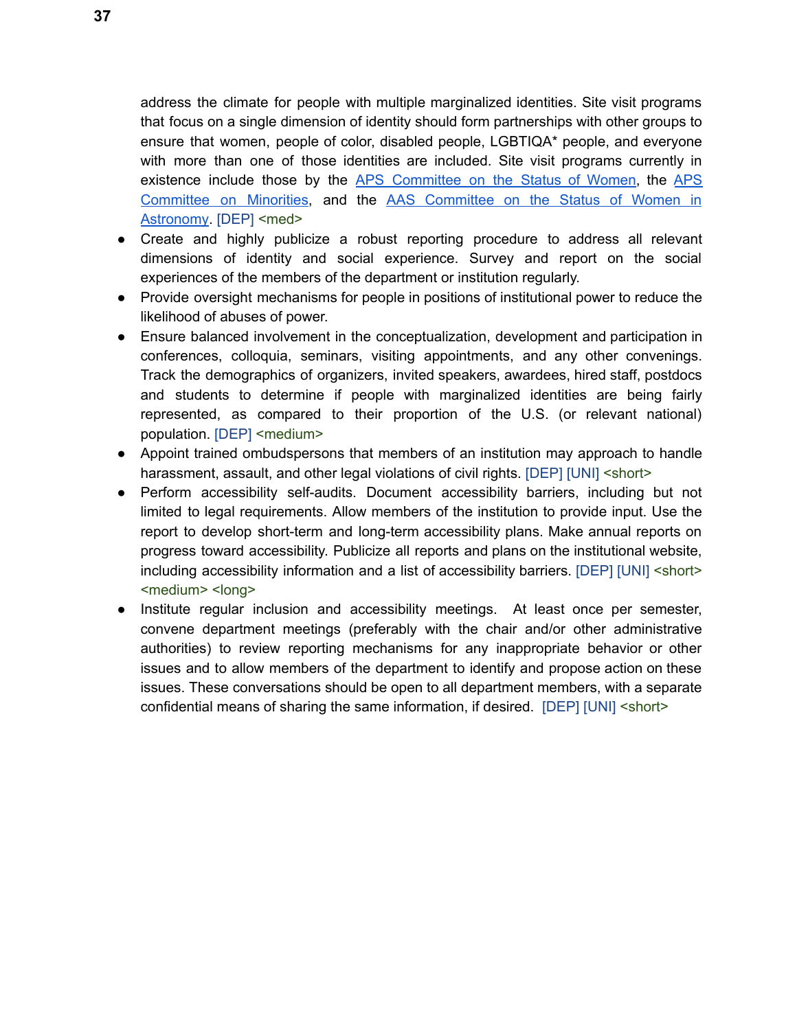address the climate for people with multiple marginalized identities. Site visit programs that focus on a single dimension of identity should form partnerships with other groups to ensure that women, people of color, disabled people, LGBTIQA* people, and everyone with more than one of those identities are included. Site visit programs currently in existence include those by the APS Committee on the Status of Women, the APS Committee on Minorities, and the AAS Committee on the Status of Women in Astronomy. [DEP] <med>

- Create and highly publicize a robust reporting procedure to address all relevant dimensions of identity and social experience. Survey and report on the social experiences of the members of the department or institution regularly.
- Provide oversight mechanisms for people in positions of institutional power to reduce the likelihood of abuses of power.
- Ensure balanced involvement in the conceptualization, development and participation in conferences, colloquia, seminars, visiting appointments, and any other convenings. Track the demographics of organizers, invited speakers, awardees, hired staff, postdocs and students to determine if people with marginalized identities are being fairly represented, as compared to their proportion of the U.S. (or relevant national) population. [DEP] <medium>
- Appoint trained ombudspersons that members of an institution may approach to handle harassment, assault, and other legal violations of civil rights. [DEP] [UNI] <short>
- Perform accessibility self-audits. Document accessibility barriers, including but not limited to legal requirements. Allow members of the institution to provide input. Use the report to develop short-term and long-term accessibility plans. Make annual reports on progress toward accessibility. Publicize all reports and plans on the institutional website, including accessibility information and a list of accessibility barriers. [DEP] [UNI] <short> <medium> <long>
- Institute regular inclusion and accessibility meetings. At least once per semester, convene department meetings (preferably with the chair and/or other administrative authorities) to review reporting mechanisms for any inappropriate behavior or other issues and to allow members of the department to identify and propose action on these issues. These conversations should be open to all department members, with a separate confidential means of sharing the same information, if desired. [DEP] [UNI] <short>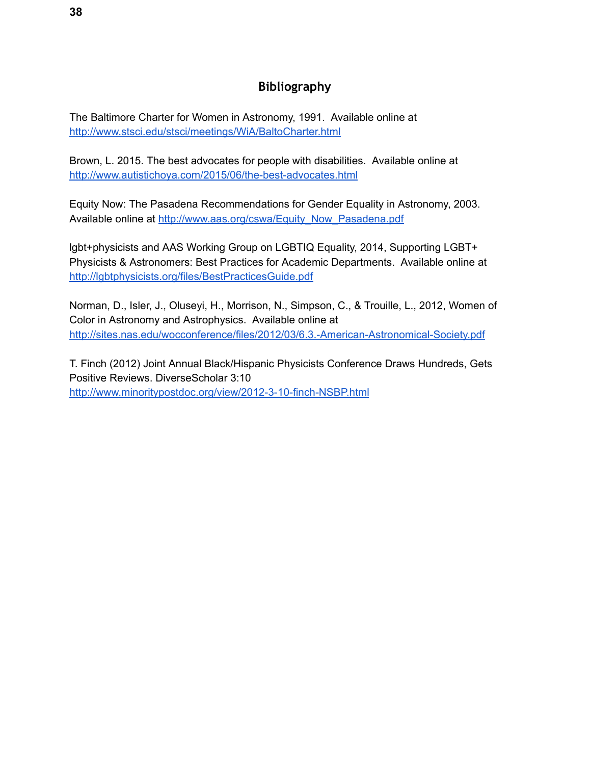# Bibliography

The Baltimore Charter for Women in Astronomy, 1991. Available online at http://www.stsci.edu/stsci/meetings/WiA/BaltoCharter.html

Brown, L. 2015. The best advocates for people with disabilities. Available online at http://www.autistichoya.com/2015/06/the-best-advocates.html

Equity Now: The Pasadena Recommendations for Gender Equality in Astronomy, 2003. Available online at http://www.aas.org/cswa/Equity_Now_Pasadena.pdf

lgbt+physicists and AAS Working Group on LGBTIQ Equality, 2014, Supporting LGBT+ Physicists & Astronomers: Best Practices for Academic Departments. Available online at http://lgbtphysicists.org/files/BestPracticesGuide.pdf

Norman, D., Isler, J., Oluseyi, H., Morrison, N., Simpson, C., & Trouille, L., 2012, Women of Color in Astronomy and Astrophysics. Available online at http://sites.nas.edu/wocconference/files/2012/03/6.3.-American-Astronomical-Society.pdf

T. Finch (2012) Joint Annual Black/Hispanic Physicists Conference Draws Hundreds, Gets Positive Reviews. DiverseScholar 3:10 http://www.minoritypostdoc.org/view/2012-3-10-finch-NSBP.html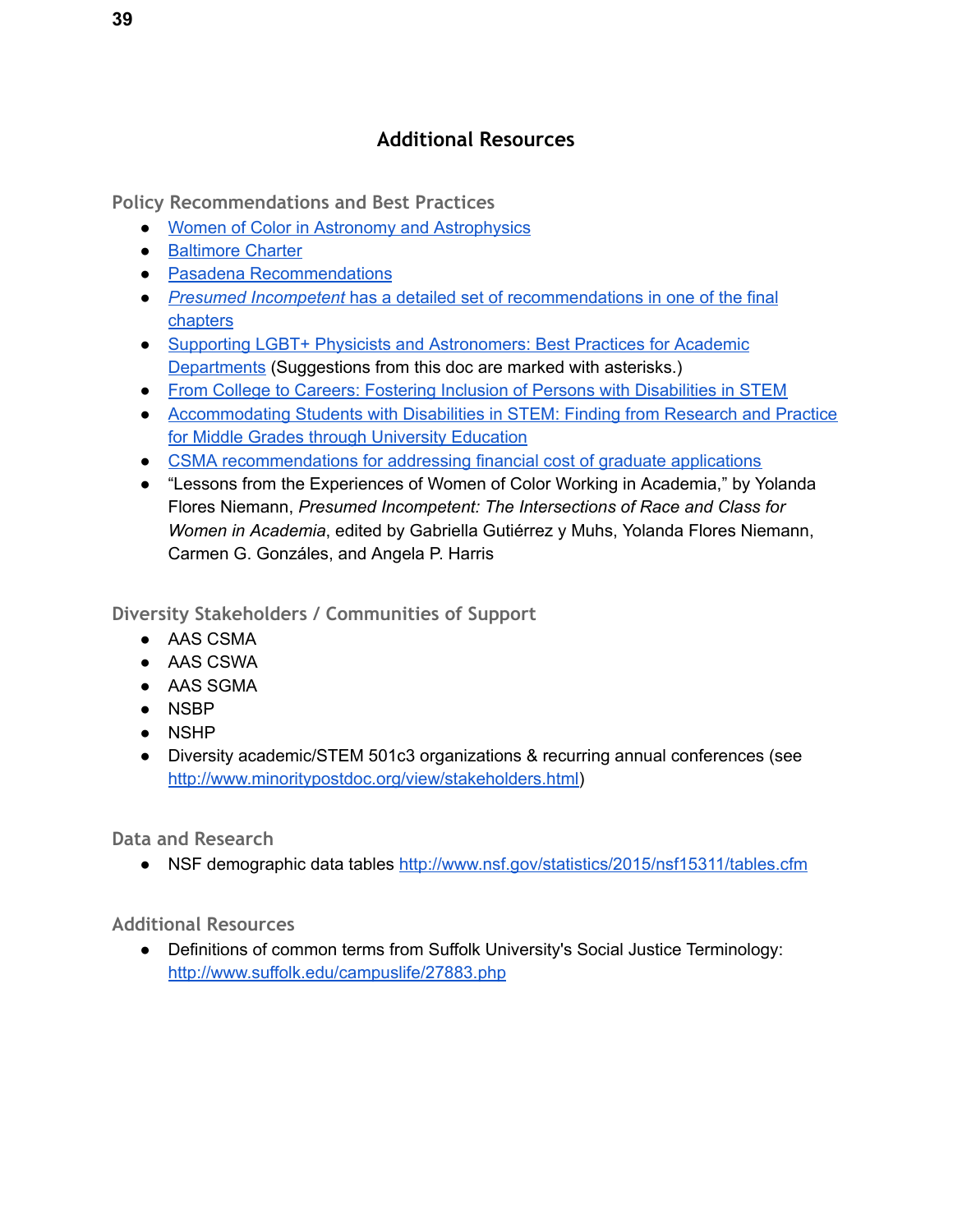## Additional Resources

### Policy Recommendations and Best Practices

- Women of Color in Astronomy and Astrophysics
- Baltimore Charter
- Pasadena Recommendations
- *Presumed Incompetent* has a detailed set of recommendations in one of the final chapters
- Supporting LGBT+ Physicists and Astronomers: Best Practices for Academic Departments (Suggestions from this doc are marked with asterisks.)
- From College to Careers: Fostering Inclusion of Persons with Disabilities in STEM
- Accommodating Students with Disabilities in STEM: Finding from Research and Practice for Middle Grades through University Education
- CSMA recommendations for addressing financial cost of graduate applications
- "Lessons from the Experiences of Women of Color Working in Academia," by Yolanda Flores Niemann, *Presumed Incompetent: The Intersections of Race and Class for Women in Academia*, edited by Gabriella Gutiérrez y Muhs, Yolanda Flores Niemann, Carmen G. Gonzáles, and Angela P. Harris

### Diversity Stakeholders / Communities of Support

- AAS CSMA
- AAS CSWA
- AAS SGMA
- NSBP
- NSHP
- Diversity academic/STEM 501c3 organizations & recurring annual conferences (see http://www.minoritypostdoc.org/view/stakeholders.html)

### Data and Research

- NSF demographic data tables http://www.nsf.gov/statistics/2015/nsf15311/tables.cfm

### Additional Resources

- Definitions of common terms from Suffolk University's Social Justice Terminology: http://www.suffolk.edu/campuslife/27883.php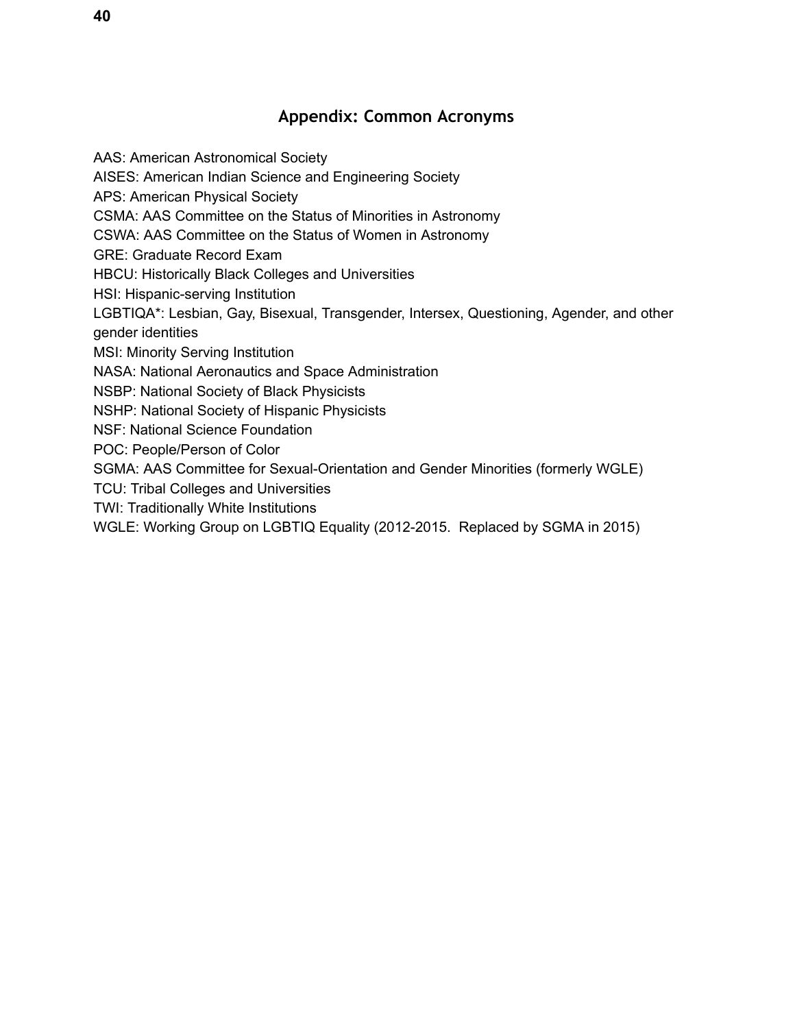## Appendix: Common Acronyms

AAS: American Astronomical Society
AISES: American Indian Science and Engineering Society
APS: American Physical Society
CSMA: AAS Committee on the Status of Minorities in Astronomy
CSWA: AAS Committee on the Status of Women in Astronomy
GRE: Graduate Record Exam
HBCU: Historically Black Colleges and Universities
HSI: Hispanic-serving Institution
LGBTIQA*: Lesbian, Gay, Bisexual, Transgender, Intersex, Questioning, Agender, and other gender identities
MSI: Minority Serving Institution
NASA: National Aeronautics and Space Administration
NSBP: National Society of Black Physicists
NSHP: National Society of Hispanic Physicists
NSF: National Science Foundation
POC: People/Person of Color
SGMA: AAS Committee for Sexual-Orientation and Gender Minorities (formerly WGLE)
TCU: Tribal Colleges and Universities
TWI: Traditionally White Institutions
WGLE: Working Group on LGBTIQ Equality (2012-2015. Replaced by SGMA in 2015)